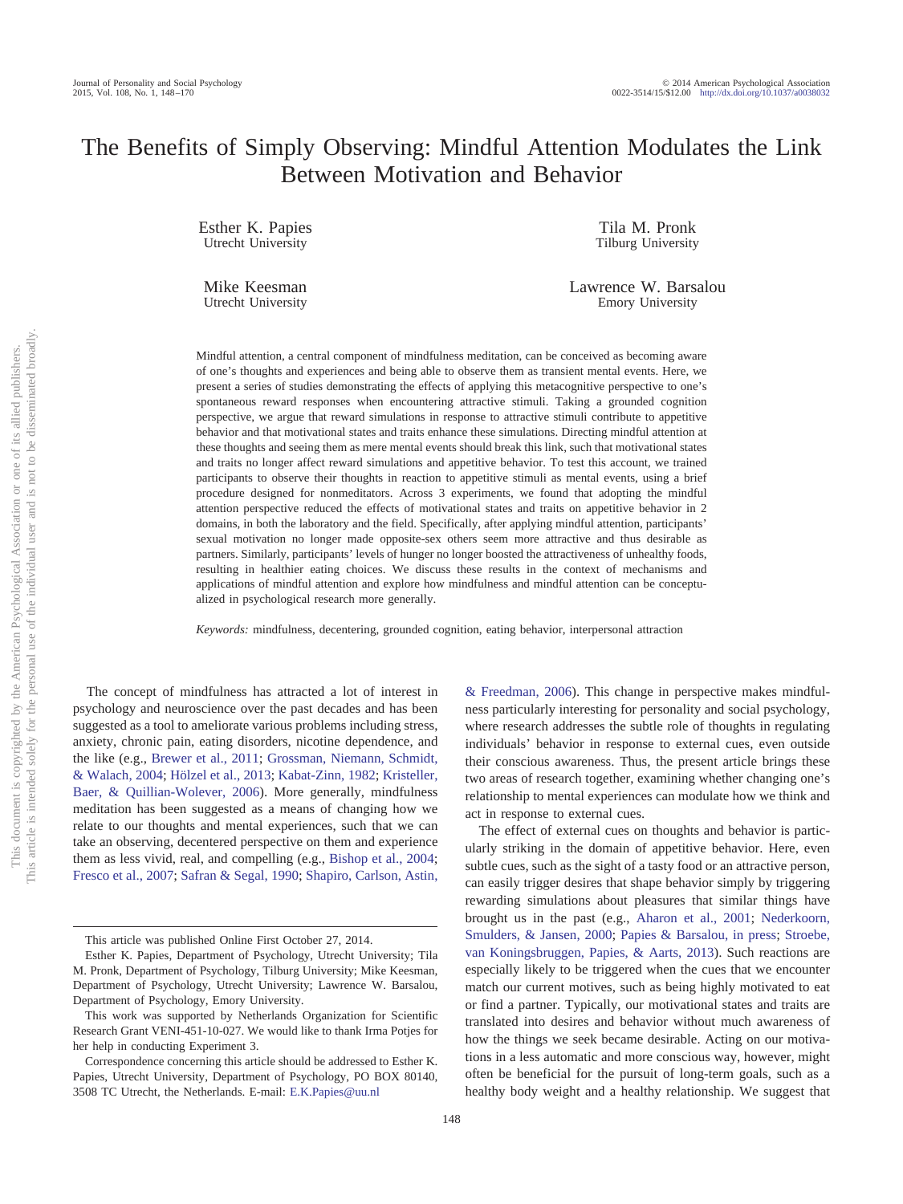# The Benefits of Simply Observing: Mindful Attention Modulates the Link Between Motivation and Behavior

Esther K. Papies
Utrecht University

Tila M. Pronk
Tilburg University

Mike Keesman
Utrecht University

Lawrence W. Barsalou
Emory University

Mindful attention, a central component of mindfulness meditation, can be conceived as becoming aware of one's thoughts and experiences and being able to observe them as transient mental events. Here, we present a series of studies demonstrating the effects of applying this metacognitive perspective to one's spontaneous reward responses when encountering attractive stimuli. Taking a grounded cognition perspective, we argue that reward simulations in response to attractive stimuli contribute to appetitive behavior and that motivational states and traits enhance these simulations. Directing mindful attention at these thoughts and seeing them as mere mental events should break this link, such that motivational states and traits no longer affect reward simulations and appetitive behavior. To test this account, we trained participants to observe their thoughts in reaction to appetitive stimuli as mental events, using a brief procedure designed for nonmeditators. Across 3 experiments, we found that adopting the mindful attention perspective reduced the effects of motivational states and traits on appetitive behavior in 2 domains, in both the laboratory and the field. Specifically, after applying mindful attention, participants' sexual motivation no longer made opposite-sex others seem more attractive and thus desirable as partners. Similarly, participants' levels of hunger no longer boosted the attractiveness of unhealthy foods, resulting in healthier eating choices. We discuss these results in the context of mechanisms and applications of mindful attention and explore how mindfulness and mindful attention can be conceptualized in psychological research more generally.

*Keywords:* mindfulness, decentering, grounded cognition, eating behavior, interpersonal attraction

The concept of mindfulness has attracted a lot of interest in psychology and neuroscience over the past decades and has been suggested as a tool to ameliorate various problems including stress, anxiety, chronic pain, eating disorders, nicotine dependence, and the like (e.g., Brewer et al., 2011; Grossman, Niemann, Schmidt, & Walach, 2004; Hölzel et al., 2013; Kabat-Zinn, 1982; Kristeller, Baer, & Quillian-Wolever, 2006). More generally, mindfulness meditation has been suggested as a means of changing how we relate to our thoughts and mental experiences, such that we can take an observing, decentered perspective on them and experience them as less vivid, real, and compelling (e.g., Bishop et al., 2004; Fresco et al., 2007; Safran & Segal, 1990; Shapiro, Carlson, Astin, & Freedman, 2006). This change in perspective makes mindfulness particularly interesting for personality and social psychology, where research addresses the subtle role of thoughts in regulating individuals' behavior in response to external cues, even outside their conscious awareness. Thus, the present article brings these two areas of research together, examining whether changing one's relationship to mental experiences can modulate how we think and act in response to external cues.

The effect of external cues on thoughts and behavior is particularly striking in the domain of appetitive behavior. Here, even subtle cues, such as the sight of a tasty food or an attractive person, can easily trigger desires that shape behavior simply by triggering rewarding simulations about pleasures that similar things have brought us in the past (e.g., Aharon et al., 2001; Nederkoorn, Smulders, & Jansen, 2000; Papies & Barsalou, in press; Stroebe, van Koningsbruggen, Papies, & Aarts, 2013). Such reactions are especially likely to be triggered when the cues that we encounter match our current motives, such as being highly motivated to eat or find a partner. Typically, our motivational states and traits are translated into desires and behavior without much awareness of how the things we seek became desirable. Acting on our motivations in a less automatic and more conscious way, however, might often be beneficial for the pursuit of long-term goals, such as a healthy body weight and a healthy relationship. We suggest that

This article was published Online First October 27, 2014.

Esther K. Papies, Department of Psychology, Utrecht University; Tila M. Pronk, Department of Psychology, Tilburg University; Mike Keesman, Department of Psychology, Utrecht University; Lawrence W. Barsalou, Department of Psychology, Emory University.

This work was supported by Netherlands Organization for Scientific Research Grant VENI-451-10-027. We would like to thank Irma Potjes for her help in conducting Experiment 3.

Correspondence concerning this article should be addressed to Esther K. Papies, Utrecht University, Department of Psychology, PO BOX 80140, 3508 TC Utrecht, the Netherlands. E-mail: E.K.Papies@uu.nl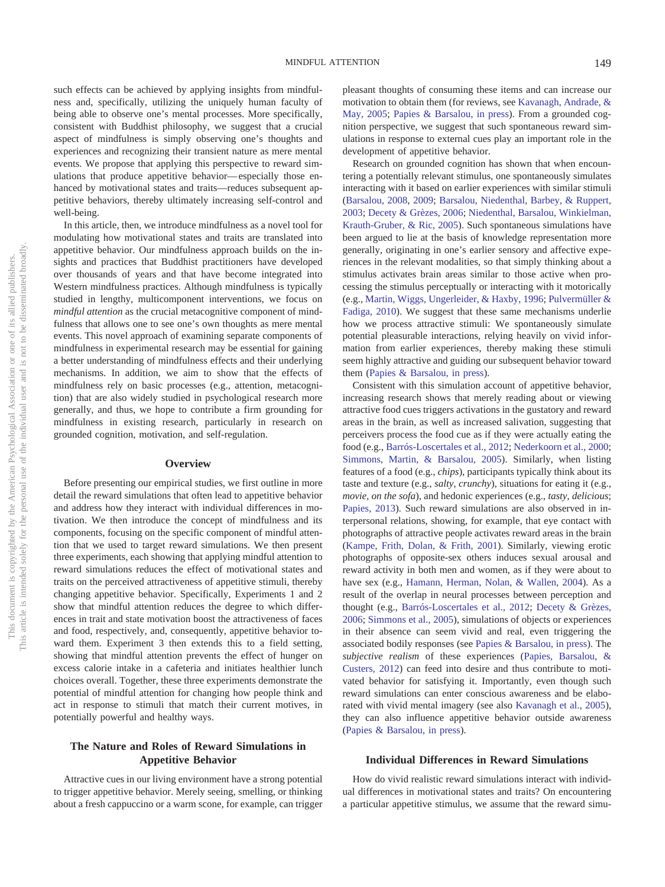such effects can be achieved by applying insights from mindfulness and, specifically, utilizing the uniquely human faculty of being able to observe one's mental processes. More specifically, consistent with Buddhist philosophy, we suggest that a crucial aspect of mindfulness is simply observing one's thoughts and experiences and recognizing their transient nature as mere mental events. We propose that applying this perspective to reward simulations that produce appetitive behavior—especially those enhanced by motivational states and traits—reduces subsequent appetitive behaviors, thereby ultimately increasing self-control and well-being.

In this article, then, we introduce mindfulness as a novel tool for modulating how motivational states and traits are translated into appetitive behavior. Our mindfulness approach builds on the insights and practices that Buddhist practitioners have developed over thousands of years and that have become integrated into Western mindfulness practices. Although mindfulness is typically studied in lengthy, multicomponent interventions, we focus on *mindful attention* as the crucial metacognitive component of mindfulness that allows one to see one's own thoughts as mere mental events. This novel approach of examining separate components of mindfulness in experimental research may be essential for gaining a better understanding of mindfulness effects and their underlying mechanisms. In addition, we aim to show that the effects of mindfulness rely on basic processes (e.g., attention, metacognition) that are also widely studied in psychological research more generally, and thus, we hope to contribute a firm grounding for mindfulness in existing research, particularly in research on grounded cognition, motivation, and self-regulation.

## Overview

Before presenting our empirical studies, we first outline in more detail the reward simulations that often lead to appetitive behavior and address how they interact with individual differences in motivation. We then introduce the concept of mindfulness and its components, focusing on the specific component of mindful attention that we used to target reward simulations. We then present three experiments, each showing that applying mindful attention to reward simulations reduces the effect of motivational states and traits on the perceived attractiveness of appetitive stimuli, thereby changing appetitive behavior. Specifically, Experiments 1 and 2 show that mindful attention reduces the degree to which differences in trait and state motivation boost the attractiveness of faces and food, respectively, and, consequently, appetitive behavior toward them. Experiment 3 then extends this to a field setting, showing that mindful attention prevents the effect of hunger on excess calorie intake in a cafeteria and initiates healthier lunch choices overall. Together, these three experiments demonstrate the potential of mindful attention for changing how people think and act in response to stimuli that match their current motives, in potentially powerful and healthy ways.

## The Nature and Roles of Reward Simulations in Appetitive Behavior

Attractive cues in our living environment have a strong potential to trigger appetitive behavior. Merely seeing, smelling, or thinking about a fresh cappuccino or a warm scone, for example, can trigger pleasant thoughts of consuming these items and can increase our motivation to obtain them (for reviews, see Kavanagh, Andrade, & May, 2005; Papies & Barsalou, in press). From a grounded cognition perspective, we suggest that such spontaneous reward simulations in response to external cues play an important role in the development of appetitive behavior.

Research on grounded cognition has shown that when encountering a potentially relevant stimulus, one spontaneously simulates interacting with it based on earlier experiences with similar stimuli (Barsalou, 2008, 2009; Barsalou, Niedenthal, Barbey, & Ruppert, 2003; Decety & Grèzes, 2006; Niedenthal, Barsalou, Winkielman, Krauth-Gruber, & Ric, 2005). Such spontaneous simulations have been argued to lie at the basis of knowledge representation more generally, originating in one's earlier sensory and affective experiences in the relevant modalities, so that simply thinking about a stimulus activates brain areas similar to those active when processing the stimulus perceptually or interacting with it motorically (e.g., Martin, Wiggs, Ungerleider, & Haxby, 1996; Pulvermüller & Fadiga, 2010). We suggest that these same mechanisms underlie how we process attractive stimuli: We spontaneously simulate potential pleasurable interactions, relying heavily on vivid information from earlier experiences, thereby making these stimuli seem highly attractive and guiding our subsequent behavior toward them (Papies & Barsalou, in press).

Consistent with this simulation account of appetitive behavior, increasing research shows that merely reading about or viewing attractive food cues triggers activations in the gustatory and reward areas in the brain, as well as increased salivation, suggesting that perceivers process the food cue as if they were actually eating the food (e.g., Barrós-Loscertales et al., 2012; Nederkoorn et al., 2000; Simmons, Martin, & Barsalou, 2005). Similarly, when listing features of a food (e.g., *chips*), participants typically think about its taste and texture (e.g., *salty, crunchy*), situations for eating it (e.g., *movie, on the sofa*), and hedonic experiences (e.g., *tasty, delicious*; Papies, 2013). Such reward simulations are also observed in interpersonal relations, showing, for example, that eye contact with photographs of attractive people activates reward areas in the brain (Kampe, Frith, Dolan, & Frith, 2001). Similarly, viewing erotic photographs of opposite-sex others induces sexual arousal and reward activity in both men and women, as if they were about to have sex (e.g., Hamann, Herman, Nolan, & Wallen, 2004). As a result of the overlap in neural processes between perception and thought (e.g., Barrós-Loscertales et al., 2012; Decety & Grèzes, 2006; Simmons et al., 2005), simulations of objects or experiences in their absence can seem vivid and real, even triggering the associated bodily responses (see Papies & Barsalou, in press). The *subjective realism* of these experiences (Papies, Barsalou, & Custers, 2012) can feed into desire and thus contribute to motivated behavior for satisfying it. Importantly, even though such reward simulations can enter conscious awareness and be elaborated with vivid mental imagery (see also Kavanagh et al., 2005), they can also influence appetitive behavior outside awareness (Papies & Barsalou, in press).

## Individual Differences in Reward Simulations

How do vivid realistic reward simulations interact with individual differences in motivational states and traits? On encountering a particular appetitive stimulus, we assume that the reward simu-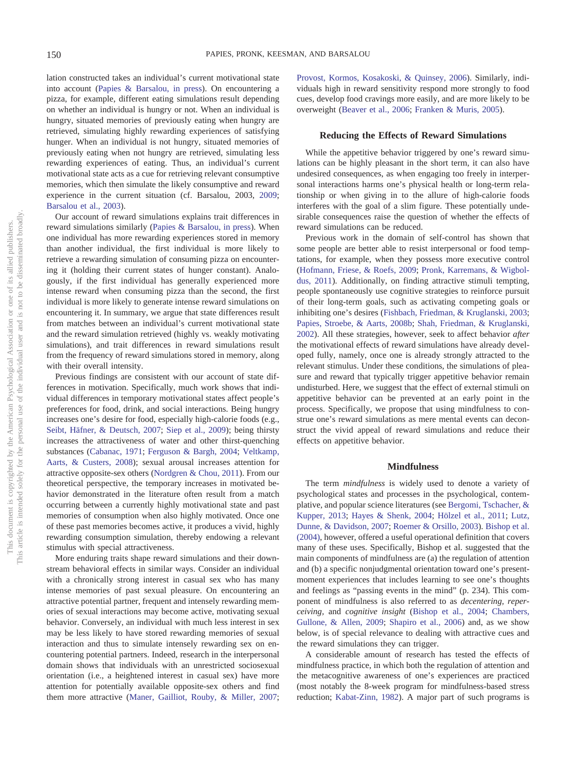lation constructed takes an individual's current motivational state into account (Papies & Barsalou, in press). On encountering a pizza, for example, different eating simulations result depending on whether an individual is hungry or not. When an individual is hungry, situated memories of previously eating when hungry are retrieved, simulating highly rewarding experiences of satisfying hunger. When an individual is not hungry, situated memories of previously eating when not hungry are retrieved, simulating less rewarding experiences of eating. Thus, an individual's current motivational state acts as a cue for retrieving relevant consumptive memories, which then simulate the likely consumptive and reward experience in the current situation (cf. Barsalou, 2003, 2009; Barsalou et al., 2003).

Our account of reward simulations explains trait differences in reward simulations similarly (Papies & Barsalou, in press). When one individual has more rewarding experiences stored in memory than another individual, the first individual is more likely to retrieve a rewarding simulation of consuming pizza on encountering it (holding their current states of hunger constant). Analogously, if the first individual has generally experienced more intense reward when consuming pizza than the second, the first individual is more likely to generate intense reward simulations on encountering it. In summary, we argue that state differences result from matches between an individual's current motivational state and the reward simulation retrieved (highly vs. weakly motivating simulations), and trait differences in reward simulations result from the frequency of reward simulations stored in memory, along with their overall intensity.

Previous findings are consistent with our account of state differences in motivation. Specifically, much work shows that individual differences in temporary motivational states affect people's preferences for food, drink, and social interactions. Being hungry increases one's desire for food, especially high-calorie foods (e.g., Seibt, Häfner, & Deutsch, 2007; Siep et al., 2009); being thirsty increases the attractiveness of water and other thirst-quenching substances (Cabanac, 1971; Ferguson & Bargh, 2004; Veltkamp, Aarts, & Custers, 2008); sexual arousal increases attention for attractive opposite-sex others (Nordgren & Chou, 2011). From our theoretical perspective, the temporary increases in motivated behavior demonstrated in the literature often result from a match occurring between a currently highly motivational state and past memories of consumption when also highly motivated. Once one of these past memories becomes active, it produces a vivid, highly rewarding consumption simulation, thereby endowing a relevant stimulus with special attractiveness.

More enduring traits shape reward simulations and their downstream behavioral effects in similar ways. Consider an individual with a chronically strong interest in casual sex who has many intense memories of past sexual pleasure. On encountering an attractive potential partner, frequent and intensely rewarding memories of sexual interactions may become active, motivating sexual behavior. Conversely, an individual with much less interest in sex may be less likely to have stored rewarding memories of sexual interaction and thus to simulate intensely rewarding sex on encountering potential partners. Indeed, research in the interpersonal domain shows that individuals with an unrestricted sociosexual orientation (i.e., a heightened interest in casual sex) have more attention for potentially available opposite-sex others and find them more attractive (Maner, Gailliot, Rouby, & Miller, 2007; Provost, Kormos, Kosakoski, & Quinsey, 2006). Similarly, individuals high in reward sensitivity respond more strongly to food cues, develop food cravings more easily, and are more likely to be overweight (Beaver et al., 2006; Franken & Muris, 2005).

## Reducing the Effects of Reward Simulations

While the appetitive behavior triggered by one's reward simulations can be highly pleasant in the short term, it can also have undesired consequences, as when engaging too freely in interpersonal interactions harms one's physical health or long-term relationship or when giving in to the allure of high-calorie foods interferes with the goal of a slim figure. These potentially undesirable consequences raise the question of whether the effects of reward simulations can be reduced.

Previous work in the domain of self-control has shown that some people are better able to resist interpersonal or food temptations, for example, when they possess more executive control (Hofmann, Friese, & Roefs, 2009; Pronk, Karremans, & Wigboldus, 2011). Additionally, on finding attractive stimuli tempting, people spontaneously use cognitive strategies to reinforce pursuit of their long-term goals, such as activating competing goals or inhibiting one's desires (Fishbach, Friedman, & Kruglanski, 2003; Papies, Stroebe, & Aarts, 2008b; Shah, Friedman, & Kruglanski, 2002). All these strategies, however, seek to affect behavior *after* the motivational effects of reward simulations have already developed fully, namely, once one is already strongly attracted to the relevant stimulus. Under these conditions, the simulations of pleasure and reward that typically trigger appetitive behavior remain undisturbed. Here, we suggest that the effect of external stimuli on appetitive behavior can be prevented at an early point in the process. Specifically, we propose that using mindfulness to construe one's reward simulations as mere mental events can deconstruct the vivid appeal of reward simulations and reduce their effects on appetitive behavior.

## Mindfulness

The term *mindfulness* is widely used to denote a variety of psychological states and processes in the psychological, contemplative, and popular science literatures (see Bergomi, Tschacher, & Kupper, 2013; Hayes & Shenk, 2004; Hölzel et al., 2011; Lutz, Dunne, & Davidson, 2007; Roemer & Orsillo, 2003). Bishop et al. (2004), however, offered a useful operational definition that covers many of these uses. Specifically, Bishop et al. suggested that the main components of mindfulness are (a) the regulation of attention and (b) a specific nonjudgmental orientation toward one's present-moment experiences that includes learning to see one's thoughts and feelings as "passing events in the mind" (p. 234). This component of mindfulness is also referred to as *decentering, reperceiving,* and *cognitive insight* (Bishop et al., 2004; Chambers, Gullone, & Allen, 2009; Shapiro et al., 2006) and, as we show below, is of special relevance to dealing with attractive cues and the reward simulations they can trigger.

A considerable amount of research has tested the effects of mindfulness practice, in which both the regulation of attention and the metacognitive awareness of one's experiences are practiced (most notably the 8-week program for mindfulness-based stress reduction; Kabat-Zinn, 1982). A major part of such programs is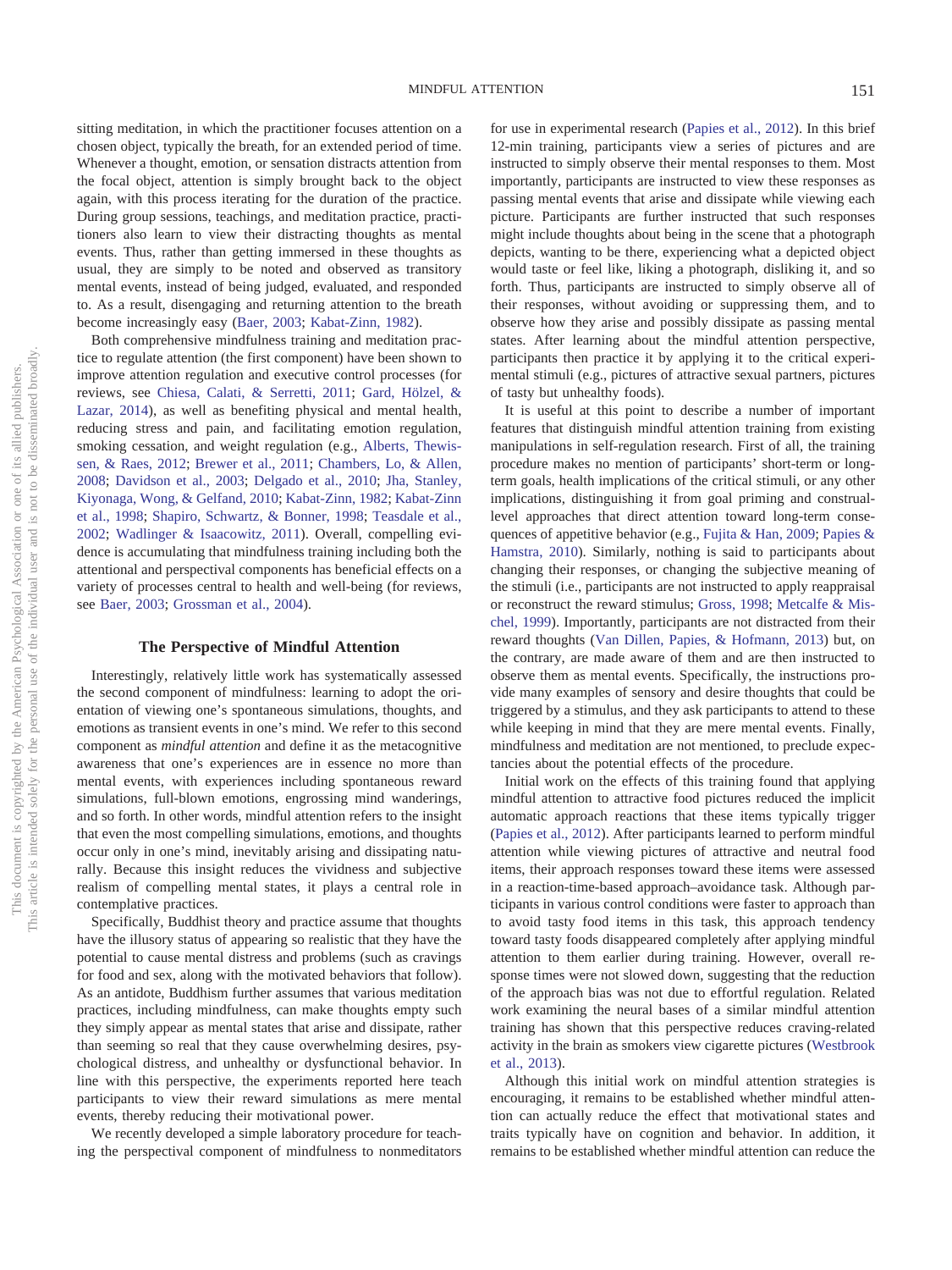sitting meditation, in which the practitioner focuses attention on a chosen object, typically the breath, for an extended period of time. Whenever a thought, emotion, or sensation distracts attention from the focal object, attention is simply brought back to the object again, with this process iterating for the duration of the practice. During group sessions, teachings, and meditation practice, practitioners also learn to view their distracting thoughts as mental events. Thus, rather than getting immersed in these thoughts as usual, they are simply to be noted and observed as transitory mental events, instead of being judged, evaluated, and responded to. As a result, disengaging and returning attention to the breath become increasingly easy (Baer, 2003; Kabat-Zinn, 1982).

Both comprehensive mindfulness training and meditation practice to regulate attention (the first component) have been shown to improve attention regulation and executive control processes (for reviews, see Chiesa, Calati, & Serretti, 2011; Gard, Hölzel, & Lazar, 2014), as well as benefiting physical and mental health, reducing stress and pain, and facilitating emotion regulation, smoking cessation, and weight regulation (e.g., Alberts, Thewissen, & Raes, 2012; Brewer et al., 2011; Chambers, Lo, & Allen, 2008; Davidson et al., 2003; Delgado et al., 2010; Jha, Stanley, Kiyonaga, Wong, & Gelfand, 2010; Kabat-Zinn, 1982; Kabat-Zinn et al., 1998; Shapiro, Schwartz, & Bonner, 1998; Teasdale et al., 2002; Wadlinger & Isaacowitz, 2011). Overall, compelling evidence is accumulating that mindfulness training including both the attentional and perspectival components has beneficial effects on a variety of processes central to health and well-being (for reviews, see Baer, 2003; Grossman et al., 2004).

## The Perspective of Mindful Attention

Interestingly, relatively little work has systematically assessed the second component of mindfulness: learning to adopt the orientation of viewing one's spontaneous simulations, thoughts, and emotions as transient events in one's mind. We refer to this second component as *mindful attention* and define it as the metacognitive awareness that one's experiences are in essence no more than mental events, with experiences including spontaneous reward simulations, full-blown emotions, engrossing mind wanderings, and so forth. In other words, mindful attention refers to the insight that even the most compelling simulations, emotions, and thoughts occur only in one's mind, inevitably arising and dissipating naturally. Because this insight reduces the vividness and subjective realism of compelling mental states, it plays a central role in contemplative practices.

Specifically, Buddhist theory and practice assume that thoughts have the illusory status of appearing so realistic that they have the potential to cause mental distress and problems (such as cravings for food and sex, along with the motivated behaviors that follow). As an antidote, Buddhism further assumes that various meditation practices, including mindfulness, can make thoughts empty such they simply appear as mental states that arise and dissipate, rather than seeming so real that they cause overwhelming desires, psychological distress, and unhealthy or dysfunctional behavior. In line with this perspective, the experiments reported here teach participants to view their reward simulations as mere mental events, thereby reducing their motivational power.

We recently developed a simple laboratory procedure for teaching the perspectival component of mindfulness to nonmeditators for use in experimental research (Papies et al., 2012). In this brief 12-min training, participants view a series of pictures and are instructed to simply observe their mental responses to them. Most importantly, participants are instructed to view these responses as passing mental events that arise and dissipate while viewing each picture. Participants are further instructed that such responses might include thoughts about being in the scene that a photograph depicts, wanting to be there, experiencing what a depicted object would taste or feel like, liking a photograph, disliking it, and so forth. Thus, participants are instructed to simply observe all of their responses, without avoiding or suppressing them, and to observe how they arise and possibly dissipate as passing mental states. After learning about the mindful attention perspective, participants then practice it by applying it to the critical experimental stimuli (e.g., pictures of attractive sexual partners, pictures of tasty but unhealthy foods).

It is useful at this point to describe a number of important features that distinguish mindful attention training from existing manipulations in self-regulation research. First of all, the training procedure makes no mention of participants' short-term or long-term goals, health implications of the critical stimuli, or any other implications, distinguishing it from goal priming and construal-level approaches that direct attention toward long-term consequences of appetitive behavior (e.g., Fujita & Han, 2009; Papies & Hamstra, 2010). Similarly, nothing is said to participants about changing their responses, or changing the subjective meaning of the stimuli (i.e., participants are not instructed to apply reappraisal or reconstruct the reward stimulus; Gross, 1998; Metcalfe & Mischel, 1999). Importantly, participants are not distracted from their reward thoughts (Van Dillen, Papies, & Hofmann, 2013) but, on the contrary, are made aware of them and are then instructed to observe them as mental events. Specifically, the instructions provide many examples of sensory and desire thoughts that could be triggered by a stimulus, and they ask participants to attend to these while keeping in mind that they are mere mental events. Finally, mindfulness and meditation are not mentioned, to preclude expectancies about the potential effects of the procedure.

Initial work on the effects of this training found that applying mindful attention to attractive food pictures reduced the implicit automatic approach reactions that these items typically trigger (Papies et al., 2012). After participants learned to perform mindful attention while viewing pictures of attractive and neutral food items, their approach responses toward these items were assessed in a reaction-time-based approach–avoidance task. Although participants in various control conditions were faster to approach than to avoid tasty food items in this task, this approach tendency toward tasty foods disappeared completely after applying mindful attention to them earlier during training. However, overall response times were not slowed down, suggesting that the reduction of the approach bias was not due to effortful regulation. Related work examining the neural bases of a similar mindful attention training has shown that this perspective reduces craving-related activity in the brain as smokers view cigarette pictures (Westbrook et al., 2013).

Although this initial work on mindful attention strategies is encouraging, it remains to be established whether mindful attention can actually reduce the effect that motivational states and traits typically have on cognition and behavior. In addition, it remains to be established whether mindful attention can reduce the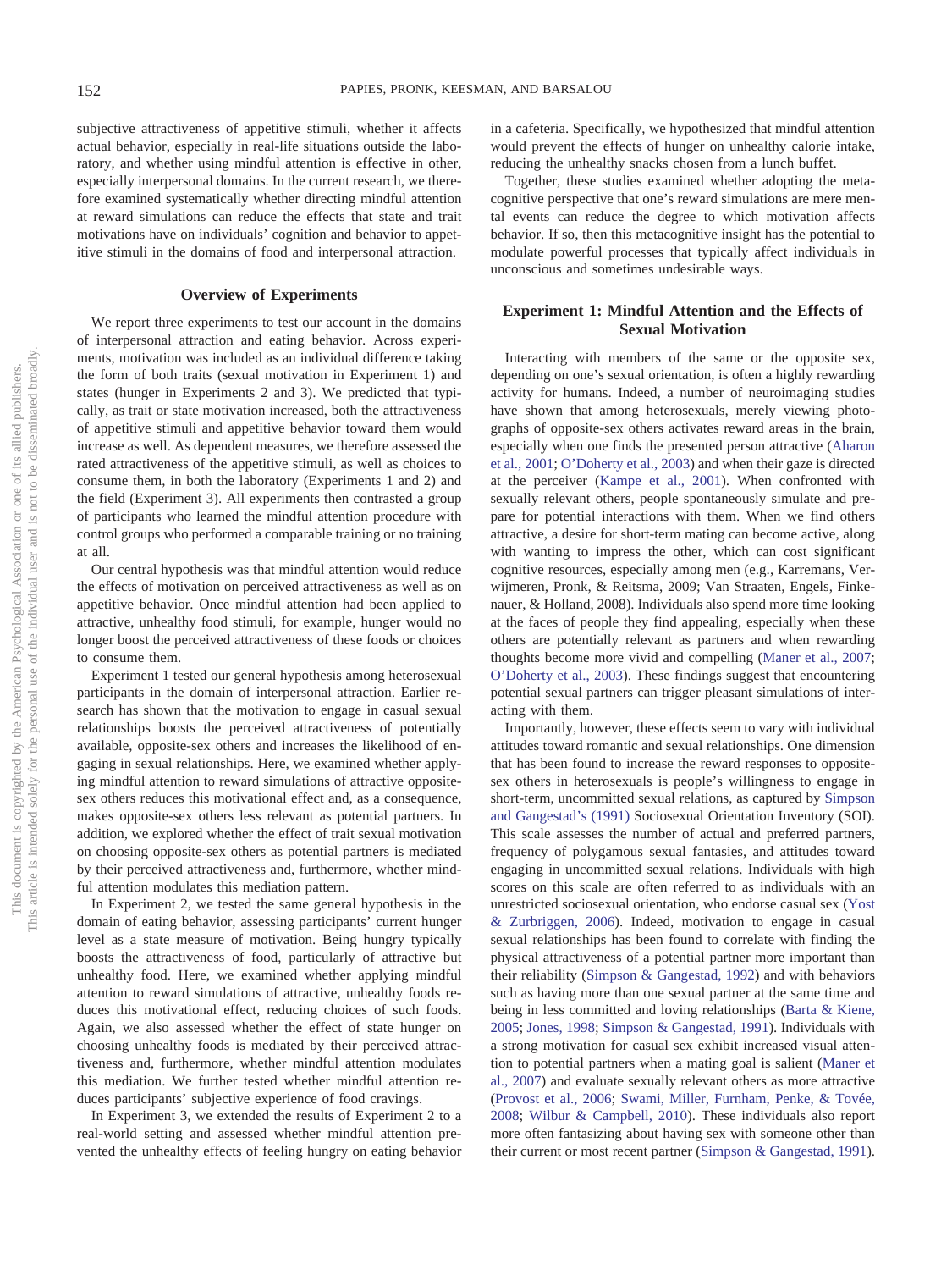subjective attractiveness of appetitive stimuli, whether it affects actual behavior, especially in real-life situations outside the laboratory, and whether using mindful attention is effective in other, especially interpersonal domains. In the current research, we therefore examined systematically whether directing mindful attention at reward simulations can reduce the effects that state and trait motivations have on individuals' cognition and behavior to appetitive stimuli in the domains of food and interpersonal attraction.

## Overview of Experiments

We report three experiments to test our account in the domains of interpersonal attraction and eating behavior. Across experiments, motivation was included as an individual difference taking the form of both traits (sexual motivation in Experiment 1) and states (hunger in Experiments 2 and 3). We predicted that typically, as trait or state motivation increased, both the attractiveness of appetitive stimuli and appetitive behavior toward them would increase as well. As dependent measures, we therefore assessed the rated attractiveness of the appetitive stimuli, as well as choices to consume them, in both the laboratory (Experiments 1 and 2) and the field (Experiment 3). All experiments then contrasted a group of participants who learned the mindful attention procedure with control groups who performed a comparable training or no training at all.

Our central hypothesis was that mindful attention would reduce the effects of motivation on perceived attractiveness as well as on appetitive behavior. Once mindful attention had been applied to attractive, unhealthy food stimuli, for example, hunger would no longer boost the perceived attractiveness of these foods or choices to consume them.

Experiment 1 tested our general hypothesis among heterosexual participants in the domain of interpersonal attraction. Earlier research has shown that the motivation to engage in casual sexual relationships boosts the perceived attractiveness of potentially available, opposite-sex others and increases the likelihood of engaging in sexual relationships. Here, we examined whether applying mindful attention to reward simulations of attractive opposite-sex others reduces this motivational effect and, as a consequence, makes opposite-sex others less relevant as potential partners. In addition, we explored whether the effect of trait sexual motivation on choosing opposite-sex others as potential partners is mediated by their perceived attractiveness and, furthermore, whether mindful attention modulates this mediation pattern.

In Experiment 2, we tested the same general hypothesis in the domain of eating behavior, assessing participants' current hunger level as a state measure of motivation. Being hungry typically boosts the attractiveness of food, particularly of attractive but unhealthy food. Here, we examined whether applying mindful attention to reward simulations of attractive, unhealthy foods reduces this motivational effect, reducing choices of such foods. Again, we also assessed whether the effect of state hunger on choosing unhealthy foods is mediated by their perceived attractiveness and, furthermore, whether mindful attention modulates this mediation. We further tested whether mindful attention reduces participants' subjective experience of food cravings.

In Experiment 3, we extended the results of Experiment 2 to a real-world setting and assessed whether mindful attention prevented the unhealthy effects of feeling hungry on eating behavior in a cafeteria. Specifically, we hypothesized that mindful attention would prevent the effects of hunger on unhealthy calorie intake, reducing the unhealthy snacks chosen from a lunch buffet.

Together, these studies examined whether adopting the metacognitive perspective that one's reward simulations are mere mental events can reduce the degree to which motivation affects behavior. If so, then this metacognitive insight has the potential to modulate powerful processes that typically affect individuals in unconscious and sometimes undesirable ways.

## Experiment 1: Mindful Attention and the Effects of Sexual Motivation

Interacting with members of the same or the opposite sex, depending on one's sexual orientation, is often a highly rewarding activity for humans. Indeed, a number of neuroimaging studies have shown that among heterosexuals, merely viewing photographs of opposite-sex others activates reward areas in the brain, especially when one finds the presented person attractive (Aharon et al., 2001; O'Doherty et al., 2003) and when their gaze is directed at the perceiver (Kampe et al., 2001). When confronted with sexually relevant others, people spontaneously simulate and prepare for potential interactions with them. When we find others attractive, a desire for short-term mating can become active, along with wanting to impress the other, which can cost significant cognitive resources, especially among men (e.g., Karremans, Verwijmeren, Pronk, & Reitsma, 2009; Van Straaten, Engels, Finkenauer, & Holland, 2008). Individuals also spend more time looking at the faces of people they find appealing, especially when these others are potentially relevant as partners and when rewarding thoughts become more vivid and compelling (Maner et al., 2007; O'Doherty et al., 2003). These findings suggest that encountering potential sexual partners can trigger pleasant simulations of interacting with them.

Importantly, however, these effects seem to vary with individual attitudes toward romantic and sexual relationships. One dimension that has been found to increase the reward responses to opposite-sex others in heterosexuals is people's willingness to engage in short-term, uncommitted sexual relations, as captured by Simpson and Gangestad's (1991) Sociosexual Orientation Inventory (SOI). This scale assesses the number of actual and preferred partners, frequency of polygamous sexual fantasies, and attitudes toward engaging in uncommitted sexual relations. Individuals with high scores on this scale are often referred to as individuals with an unrestricted sociosexual orientation, who endorse casual sex (Yost & Zurbriggen, 2006). Indeed, motivation to engage in casual sexual relationships has been found to correlate with finding the physical attractiveness of a potential partner more important than their reliability (Simpson & Gangestad, 1992) and with behaviors such as having more than one sexual partner at the same time and being in less committed and loving relationships (Barta & Kiene, 2005; Jones, 1998; Simpson & Gangestad, 1991). Individuals with a strong motivation for casual sex exhibit increased visual attention to potential partners when a mating goal is salient (Maner et al., 2007) and evaluate sexually relevant others as more attractive (Provost et al., 2006; Swami, Miller, Furnham, Penke, & Tovée, 2008; Wilbur & Campbell, 2010). These individuals also report more often fantasizing about having sex with someone other than their current or most recent partner (Simpson & Gangestad, 1991).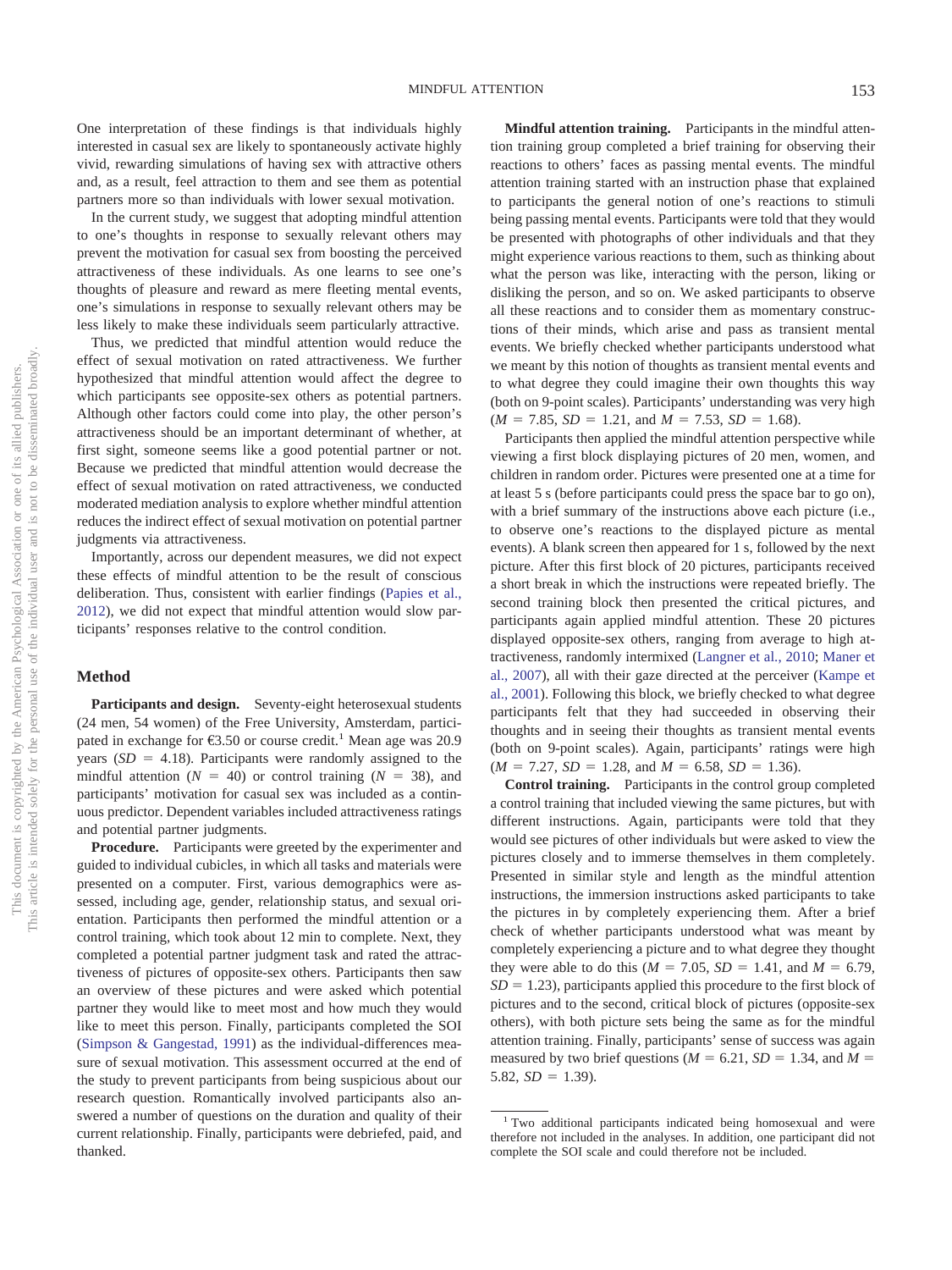One interpretation of these findings is that individuals highly interested in casual sex are likely to spontaneously activate highly vivid, rewarding simulations of having sex with attractive others and, as a result, feel attraction to them and see them as potential partners more so than individuals with lower sexual motivation.

In the current study, we suggest that adopting mindful attention to one's thoughts in response to sexually relevant others may prevent the motivation for casual sex from boosting the perceived attractiveness of these individuals. As one learns to see one's thoughts of pleasure and reward as mere fleeting mental events, one's simulations in response to sexually relevant others may be less likely to make these individuals seem particularly attractive.

Thus, we predicted that mindful attention would reduce the effect of sexual motivation on rated attractiveness. We further hypothesized that mindful attention would affect the degree to which participants see opposite-sex others as potential partners. Although other factors could come into play, the other person's attractiveness should be an important determinant of whether, at first sight, someone seems like a good potential partner or not. Because we predicted that mindful attention would decrease the effect of sexual motivation on rated attractiveness, we conducted moderated mediation analysis to explore whether mindful attention reduces the indirect effect of sexual motivation on potential partner judgments via attractiveness.

Importantly, across our dependent measures, we did not expect these effects of mindful attention to be the result of conscious deliberation. Thus, consistent with earlier findings (Papies et al., 2012), we did not expect that mindful attention would slow participants' responses relative to the control condition.

## Method

**Participants and design.** Seventy-eight heterosexual students (24 men, 54 women) of the Free University, Amsterdam, participated in exchange for €3.50 or course credit.[1] Mean age was 20.9 years ($SD$ = 4.18). Participants were randomly assigned to the mindful attention ($N$ = 40) or control training ($N$ = 38), and participants' motivation for casual sex was included as a continuous predictor. Dependent variables included attractiveness ratings and potential partner judgments.

**Procedure.** Participants were greeted by the experimenter and guided to individual cubicles, in which all tasks and materials were presented on a computer. First, various demographics were assessed, including age, gender, relationship status, and sexual orientation. Participants then performed the mindful attention or a control training, which took about 12 min to complete. Next, they completed a potential partner judgment task and rated the attractiveness of pictures of opposite-sex others. Participants then saw an overview of these pictures and were asked which potential partner they would like to meet most and how much they would like to meet this person. Finally, participants completed the SOI (Simpson & Gangestad, 1991) as the individual-differences measure of sexual motivation. This assessment occurred at the end of the study to prevent participants from being suspicious about our research question. Romantically involved participants also answered a number of questions on the duration and quality of their current relationship. Finally, participants were debriefed, paid, and thanked.

**Mindful attention training.** Participants in the mindful attention training group completed a brief training for observing their reactions to others' faces as passing mental events. The mindful attention training started with an instruction phase that explained to participants the general notion of one's reactions to stimuli being passing mental events. Participants were told that they would be presented with photographs of other individuals and that they might experience various reactions to them, such as thinking about what the person was like, interacting with the person, liking or disliking the person, and so on. We asked participants to observe all these reactions and to consider them as momentary constructions of their minds, which arise and pass as transient mental events. We briefly checked whether participants understood what we meant by this notion of thoughts as transient mental events and to what degree they could imagine their own thoughts this way (both on 9-point scales). Participants' understanding was very high ($M$ = 7.85, $SD$ = 1.21, and $M$ = 7.53, $SD$ = 1.68).

Participants then applied the mindful attention perspective while viewing a first block displaying pictures of 20 men, women, and children in random order. Pictures were presented one at a time for at least 5 s (before participants could press the space bar to go on), with a brief summary of the instructions above each picture (i.e., to observe one's reactions to the displayed picture as mental events). A blank screen then appeared for 1 s, followed by the next picture. After this first block of 20 pictures, participants received a short break in which the instructions were repeated briefly. The second training block then presented the critical pictures, and participants again applied mindful attention. These 20 pictures displayed opposite-sex others, ranging from average to high attractiveness, randomly intermixed (Langner et al., 2010; Maner et al., 2007), all with their gaze directed at the perceiver (Kampe et al., 2001). Following this block, we briefly checked to what degree participants felt that they had succeeded in observing their thoughts and in seeing their thoughts as transient mental events (both on 9-point scales). Again, participants' ratings were high ($M$ = 7.27, $SD$ = 1.28, and $M$ = 6.58, $SD$ = 1.36).

**Control training.** Participants in the control group completed a control training that included viewing the same pictures, but with different instructions. Again, participants were told that they would see pictures of other individuals but were asked to view the pictures closely and to immerse themselves in them completely. Presented in similar style and length as the mindful attention instructions, the immersion instructions asked participants to take the pictures in by completely experiencing them. After a brief check of whether participants understood what was meant by completely experiencing a picture and to what degree they thought they were able to do this ($M$ = 7.05, $SD$ = 1.41, and $M$ = 6.79, $SD$ = 1.23), participants applied this procedure to the first block of pictures and to the second, critical block of pictures (opposite-sex others), with both picture sets being the same as for the mindful attention training. Finally, participants' sense of success was again measured by two brief questions ($M$ = 6.21, $SD$ = 1.34, and $M$ = 5.82, $SD$ = 1.39).

[1] Two additional participants indicated being homosexual and were therefore not included in the analyses. In addition, one participant did not complete the SOI scale and could therefore not be included.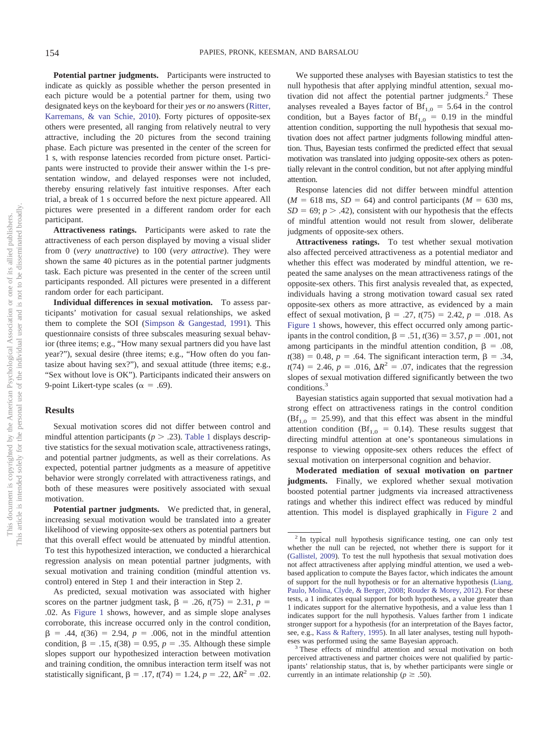**Potential partner judgments.** Participants were instructed to indicate as quickly as possible whether the person presented in each picture would be a potential partner for them, using two designated keys on the keyboard for their *yes* or *no* answers (Ritter, Karremans, & van Schie, 2010). Forty pictures of opposite-sex others were presented, all ranging from relatively neutral to very attractive, including the 20 pictures from the second training phase. Each picture was presented in the center of the screen for 1 s, with response latencies recorded from picture onset. Participants were instructed to provide their answer within the 1-s presentation window, and delayed responses were not included, thereby ensuring relatively fast intuitive responses. After each trial, a break of 1 s occurred before the next picture appeared. All pictures were presented in a different random order for each participant.

**Attractiveness ratings.** Participants were asked to rate the attractiveness of each person displayed by moving a visual slider from 0 (*very unattractive*) to 100 (*very attractive*). They were shown the same 40 pictures as in the potential partner judgments task. Each picture was presented in the center of the screen until participants responded. All pictures were presented in a different random order for each participant.

**Individual differences in sexual motivation.** To assess participants' motivation for casual sexual relationships, we asked them to complete the SOI (Simpson & Gangestad, 1991). This questionnaire consists of three subscales measuring sexual behavior (three items; e.g., "How many sexual partners did you have last year?"), sexual desire (three items; e.g., "How often do you fantasize about having sex?"), and sexual attitude (three items; e.g., "Sex without love is OK"). Participants indicated their answers on 9-point Likert-type scales ($\alpha = .69$).

## Results

Sexual motivation scores did not differ between control and mindful attention participants ($p > .23$). Table 1 displays descriptive statistics for the sexual motivation scale, attractiveness ratings, and potential partner judgments, as well as their correlations. As expected, potential partner judgments as a measure of appetitive behavior were strongly correlated with attractiveness ratings, and both of these measures were positively associated with sexual motivation.

**Potential partner judgments.** We predicted that, in general, increasing sexual motivation would be translated into a greater likelihood of viewing opposite-sex others as potential partners but that this overall effect would be attenuated by mindful attention. To test this hypothesized interaction, we conducted a hierarchical regression analysis on mean potential partner judgments, with sexual motivation and training condition (mindful attention vs. control) entered in Step 1 and their interaction in Step 2.

As predicted, sexual motivation was associated with higher scores on the partner judgment task, $\beta = .26$, $t(75) = 2.31$, $p = .02$. As Figure 1 shows, however, and as simple slope analyses corroborate, this increase occurred only in the control condition, $\beta = .44$, $t(36) = 2.94$, $p = .006$, not in the mindful attention condition, $\beta = .15$, $t(38) = 0.95$, $p = .35$. Although these simple slopes support our hypothesized interaction between motivation and training condition, the omnibus interaction term itself was not statistically significant, $\beta = .17$, $t(74) = 1.24$, $p = .22$, $\Delta R^2 = .02$.

We supported these analyses with Bayesian statistics to test the null hypothesis that after applying mindful attention, sexual motivation did not affect the potential partner judgments.[2] These analyses revealed a Bayes factor of $Bf_{1,0} = 5.64$ in the control condition, but a Bayes factor of $Bf_{1,0} = 0.19$ in the mindful attention condition, supporting the null hypothesis that sexual motivation does not affect partner judgments following mindful attention. Thus, Bayesian tests confirmed the predicted effect that sexual motivation was translated into judging opposite-sex others as potentially relevant in the control condition, but not after applying mindful attention.

Response latencies did not differ between mindful attention ($M = 618$ ms, $SD = 64$) and control participants ($M = 630$ ms, $SD = 69$; $p > .42$), consistent with our hypothesis that the effects of mindful attention would not result from slower, deliberate judgments of opposite-sex others.

**Attractiveness ratings.** To test whether sexual motivation also affected perceived attractiveness as a potential mediator and whether this effect was moderated by mindful attention, we repeated the same analyses on the mean attractiveness ratings of the opposite-sex others. This first analysis revealed that, as expected, individuals having a strong motivation toward casual sex rated opposite-sex others as more attractive, as evidenced by a main effect of sexual motivation, $\beta = .27$, $t(75) = 2.42$, $p = .018$. As Figure 1 shows, however, this effect occurred only among participants in the control condition, $\beta = .51$, $t(36) = 3.57$, $p = .001$, not among participants in the mindful attention condition, $\beta = .08$, $t(38) = 0.48$, $p = .64$. The significant interaction term, $\beta = .34$, $t(74) = 2.46$, $p = .016$, $\Delta R^2 = .07$, indicates that the regression slopes of sexual motivation differed significantly between the two conditions.[3]

Bayesian statistics again supported that sexual motivation had a strong effect on attractiveness ratings in the control condition ($Bf_{1,0} = 25.99$), and that this effect was absent in the mindful attention condition ($Bf_{1,0} = 0.14$). These results suggest that directing mindful attention at one's spontaneous simulations in response to viewing opposite-sex others reduces the effect of sexual motivation on interpersonal cognition and behavior.

**Moderated mediation of sexual motivation on partner judgments.** Finally, we explored whether sexual motivation boosted potential partner judgments via increased attractiveness ratings and whether this indirect effect was reduced by mindful attention. This model is displayed graphically in Figure 2 and

---

[2] In typical null hypothesis significance testing, one can only test whether the null can be rejected, not whether there is support for it (Gallistel, 2009). To test the null hypothesis that sexual motivation does not affect attractiveness after applying mindful attention, we used a web-based application to compute the Bayes factor, which indicates the amount of support for the null hypothesis or for an alternative hypothesis (Liang, Paulo, Molina, Clyde, & Berger, 2008; Rouder & Morey, 2012). For these tests, a 1 indicates equal support for both hypotheses, a value greater than 1 indicates support for the alternative hypothesis, and a value less than 1 indicates support for the null hypothesis. Values farther from 1 indicate stronger support for a hypothesis (for an interpretation of the Bayes factor, see, e.g., Kass & Raftery, 1995). In all later analyses, testing null hypotheses was performed using the same Bayesian approach.

[3] These effects of mindful attention and sexual motivation on both perceived attractiveness and partner choices were not qualified by participants' relationship status, that is, by whether participants were single or currently in an intimate relationship ($p \geq .50$).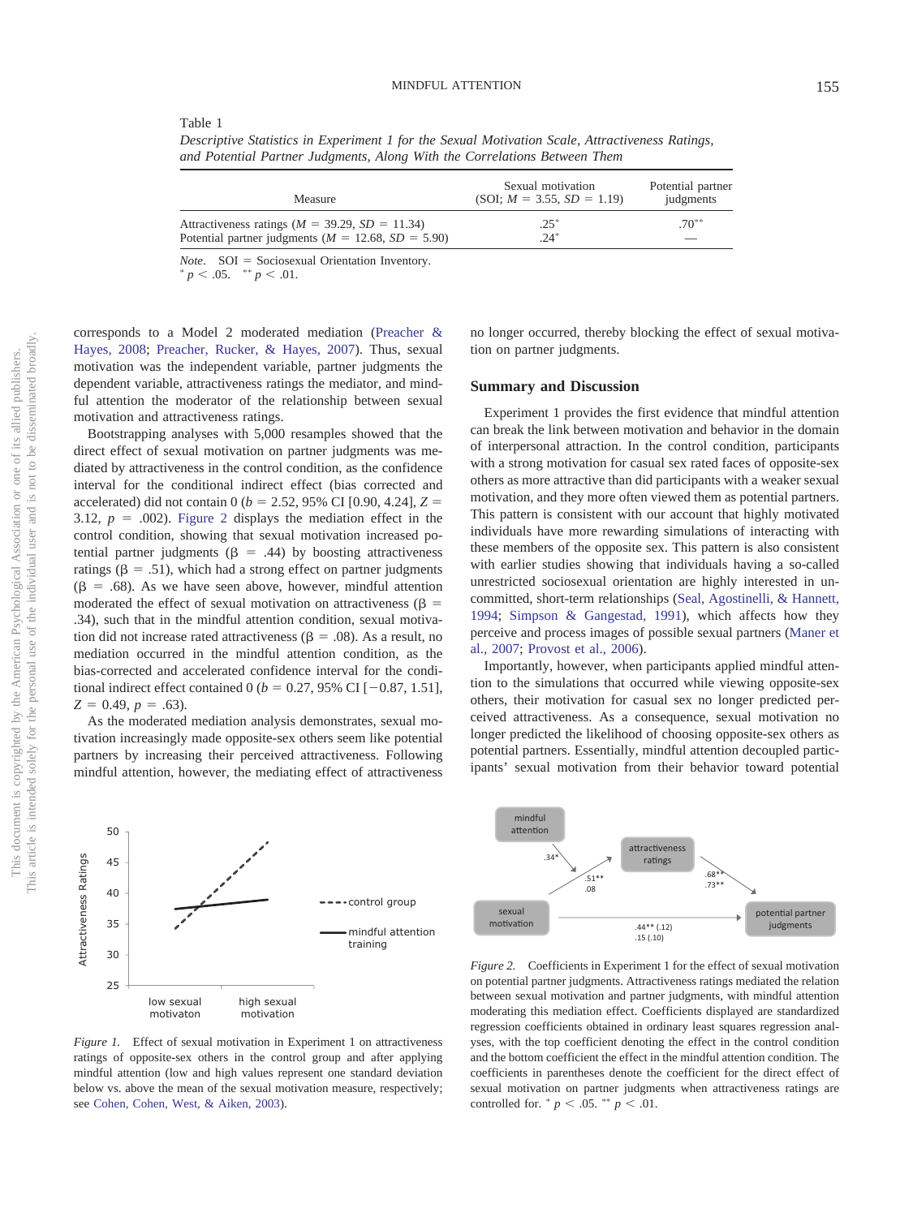Table 1
*Descriptive Statistics in Experiment 1 for the Sexual Motivation Scale, Attractiveness Ratings, and Potential Partner Judgments, Along With the Correlations Between Them*

| Measure | Sexual motivation (SOI; $M$ = 3.55, $SD$ = 1.19) | Potential partner judgments |
|---|---|---|
| Attractiveness ratings ($M$ = 39.29, $SD$ = 11.34) | .25* | .70** |
| Potential partner judgments ($M$ = 12.68, $SD$ = 5.90) | .24* | — |

*Note.* SOI = Sociosexual Orientation Inventory.
* $p < .05$. ** $p < .01$.

corresponds to a Model 2 moderated mediation (Preacher & Hayes, 2008; Preacher, Rucker, & Hayes, 2007). Thus, sexual motivation was the independent variable, partner judgments the dependent variable, attractiveness ratings the mediator, and mindful attention the moderator of the relationship between sexual motivation and attractiveness ratings.

Bootstrapping analyses with 5,000 resamples showed that the direct effect of sexual motivation on partner judgments was mediated by attractiveness in the control condition, as the confidence interval for the conditional indirect effect (bias corrected and accelerated) did not contain 0 ($b$ = 2.52, 95% CI [0.90, 4.24], $Z$ = 3.12, $p$ = .002). Figure 2 displays the mediation effect in the control condition, showing that sexual motivation increased potential partner judgments (β = .44) by boosting attractiveness ratings (β = .51), which had a strong effect on partner judgments (β = .68). As we have seen above, however, mindful attention moderated the effect of sexual motivation on attractiveness (β = .34), such that in the mindful attention condition, sexual motivation did not increase rated attractiveness (β = .08). As a result, no mediation occurred in the mindful attention condition, as the bias-corrected and accelerated confidence interval for the conditional indirect effect contained 0 ($b$ = 0.27, 95% CI [−0.87, 1.51], $Z$ = 0.49, $p$ = .63).

As the moderated mediation analysis demonstrates, sexual motivation increasingly made opposite-sex others seem like potential partners by increasing their perceived attractiveness. Following mindful attention, however, the mediating effect of attractiveness no longer occurred, thereby blocking the effect of sexual motivation on partner judgments.

## Summary and Discussion

Experiment 1 provides the first evidence that mindful attention can break the link between motivation and behavior in the domain of interpersonal attraction. In the control condition, participants with a strong motivation for casual sex rated faces of opposite-sex others as more attractive than did participants with a weaker sexual motivation, and they more often viewed them as potential partners. This pattern is consistent with our account that highly motivated individuals have more rewarding simulations of interacting with these members of the opposite sex. This pattern is also consistent with earlier studies showing that individuals having a so-called unrestricted sociosexual orientation are highly interested in uncommitted, short-term relationships (Seal, Agostinelli, & Hannett, 1994; Simpson & Gangestad, 1991), which affects how they perceive and process images of possible sexual partners (Maner et al., 2007; Provost et al., 2006).

Importantly, however, when participants applied mindful attention to the simulations that occurred while viewing opposite-sex others, their motivation for casual sex no longer predicted perceived attractiveness. As a consequence, sexual motivation no longer predicted the likelihood of choosing opposite-sex others as potential partners. Essentially, mindful attention decoupled participants' sexual motivation from their behavior toward potential

*Figure 1.* Effect of sexual motivation in Experiment 1 on attractiveness ratings of opposite-sex others in the control group and after applying mindful attention (low and high values represent one standard deviation below vs. above the mean of the sexual motivation measure, respectively; see Cohen, Cohen, West, & Aiken, 2003).

*Figure 2.* Coefficients in Experiment 1 for the effect of sexual motivation on potential partner judgments. Attractiveness ratings mediated the relation between sexual motivation and partner judgments, with mindful attention moderating this mediation effect. Coefficients displayed are standardized regression coefficients obtained in ordinary least squares regression analyses, with the top coefficient denoting the effect in the control condition and the bottom coefficient the effect in the mindful attention condition. The coefficients in parentheses denote the coefficient for the direct effect of sexual motivation on partner judgments when attractiveness ratings are controlled for. * $p < .05$. ** $p < .01$.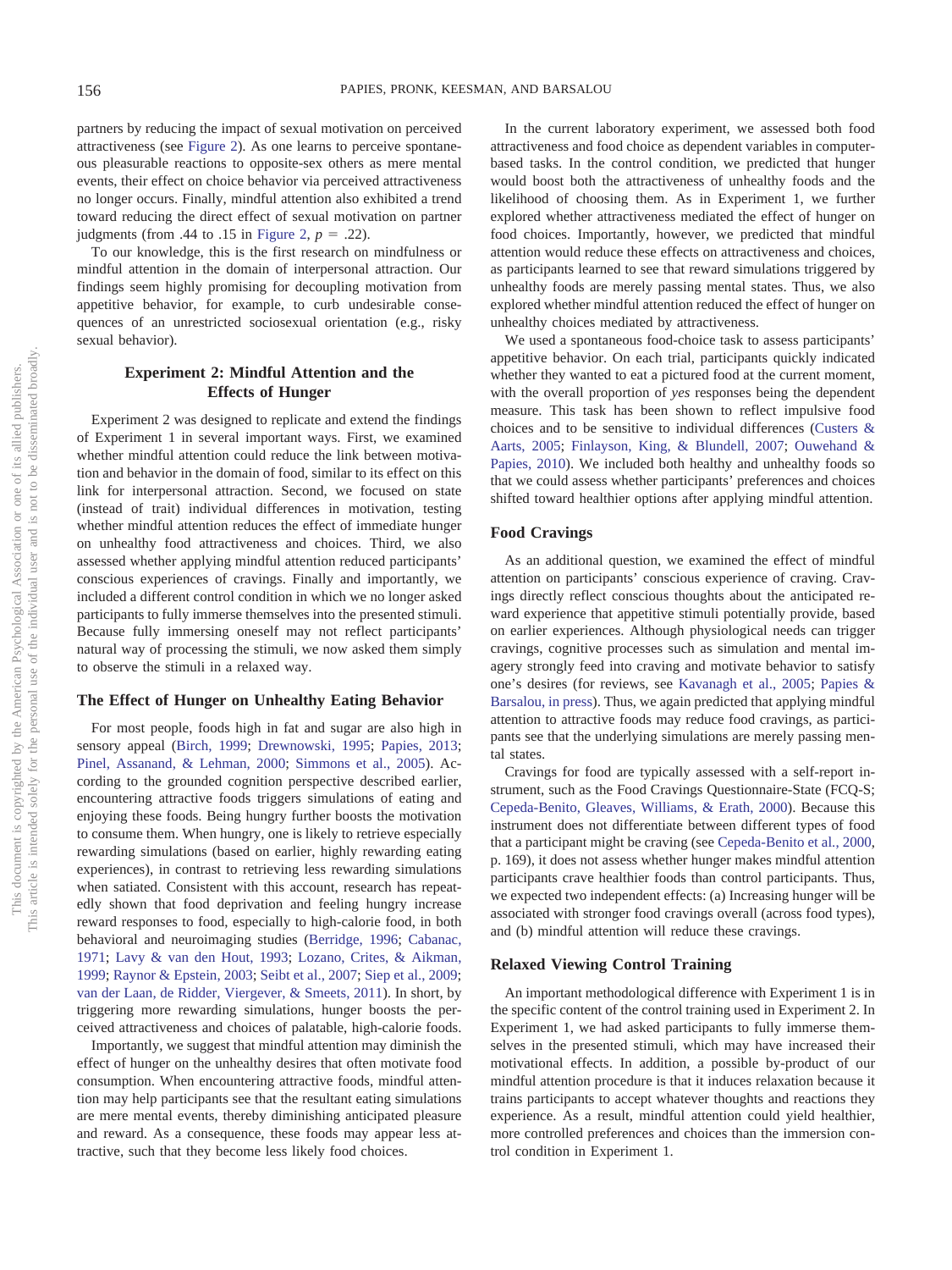partners by reducing the impact of sexual motivation on perceived attractiveness (see Figure 2). As one learns to perceive spontaneous pleasurable reactions to opposite-sex others as mere mental events, their effect on choice behavior via perceived attractiveness no longer occurs. Finally, mindful attention also exhibited a trend toward reducing the direct effect of sexual motivation on partner judgments (from .44 to .15 in Figure 2, $p = .22$).

To our knowledge, this is the first research on mindfulness or mindful attention in the domain of interpersonal attraction. Our findings seem highly promising for decoupling motivation from appetitive behavior, for example, to curb undesirable consequences of an unrestricted sociosexual orientation (e.g., risky sexual behavior).

## Experiment 2: Mindful Attention and the Effects of Hunger

Experiment 2 was designed to replicate and extend the findings of Experiment 1 in several important ways. First, we examined whether mindful attention could reduce the link between motivation and behavior in the domain of food, similar to its effect on this link for interpersonal attraction. Second, we focused on state (instead of trait) individual differences in motivation, testing whether mindful attention reduces the effect of immediate hunger on unhealthy food attractiveness and choices. Third, we also assessed whether applying mindful attention reduced participants' conscious experiences of cravings. Finally and importantly, we included a different control condition in which we no longer asked participants to fully immerse themselves into the presented stimuli. Because fully immersing oneself may not reflect participants' natural way of processing the stimuli, we now asked them simply to observe the stimuli in a relaxed way.

### The Effect of Hunger on Unhealthy Eating Behavior

For most people, foods high in fat and sugar are also high in sensory appeal (Birch, 1999; Drewnowski, 1995; Papies, 2013; Pinel, Assanand, & Lehman, 2000; Simmons et al., 2005). According to the grounded cognition perspective described earlier, encountering attractive foods triggers simulations of eating and enjoying these foods. Being hungry further boosts the motivation to consume them. When hungry, one is likely to retrieve especially rewarding simulations (based on earlier, highly rewarding eating experiences), in contrast to retrieving less rewarding simulations when satiated. Consistent with this account, research has repeatedly shown that food deprivation and feeling hungry increase reward responses to food, especially to high-calorie food, in both behavioral and neuroimaging studies (Berridge, 1996; Cabanac, 1971; Lavy & van den Hout, 1993; Lozano, Crites, & Aikman, 1999; Raynor & Epstein, 2003; Seibt et al., 2007; Siep et al., 2009; van der Laan, de Ridder, Viergever, & Smeets, 2011). In short, by triggering more rewarding simulations, hunger boosts the perceived attractiveness and choices of palatable, high-calorie foods.

Importantly, we suggest that mindful attention may diminish the effect of hunger on the unhealthy desires that often motivate food consumption. When encountering attractive foods, mindful attention may help participants see that the resultant eating simulations are mere mental events, thereby diminishing anticipated pleasure and reward. As a consequence, these foods may appear less attractive, such that they become less likely food choices.

In the current laboratory experiment, we assessed both food attractiveness and food choice as dependent variables in computer-based tasks. In the control condition, we predicted that hunger would boost both the attractiveness of unhealthy foods and the likelihood of choosing them. As in Experiment 1, we further explored whether attractiveness mediated the effect of hunger on food choices. Importantly, however, we predicted that mindful attention would reduce these effects on attractiveness and choices, as participants learned to see that reward simulations triggered by unhealthy foods are merely passing mental states. Thus, we also explored whether mindful attention reduced the effect of hunger on unhealthy choices mediated by attractiveness.

We used a spontaneous food-choice task to assess participants' appetitive behavior. On each trial, participants quickly indicated whether they wanted to eat a pictured food at the current moment, with the overall proportion of *yes* responses being the dependent measure. This task has been shown to reflect impulsive food choices and to be sensitive to individual differences (Custers & Aarts, 2005; Finlayson, King, & Blundell, 2007; Ouwehand & Papies, 2010). We included both healthy and unhealthy foods so that we could assess whether participants' preferences and choices shifted toward healthier options after applying mindful attention.

### Food Cravings

As an additional question, we examined the effect of mindful attention on participants' conscious experience of craving. Cravings directly reflect conscious thoughts about the anticipated reward experience that appetitive stimuli potentially provide, based on earlier experiences. Although physiological needs can trigger cravings, cognitive processes such as simulation and mental imagery strongly feed into craving and motivate behavior to satisfy one's desires (for reviews, see Kavanagh et al., 2005; Papies & Barsalou, in press). Thus, we again predicted that applying mindful attention to attractive foods may reduce food cravings, as participants see that the underlying simulations are merely passing mental states.

Cravings for food are typically assessed with a self-report instrument, such as the Food Cravings Questionnaire-State (FCQ-S; Cepeda-Benito, Gleaves, Williams, & Erath, 2000). Because this instrument does not differentiate between different types of food that a participant might be craving (see Cepeda-Benito et al., 2000, p. 169), it does not assess whether hunger makes mindful attention participants crave healthier foods than control participants. Thus, we expected two independent effects: (a) Increasing hunger will be associated with stronger food cravings overall (across food types), and (b) mindful attention will reduce these cravings.

### Relaxed Viewing Control Training

An important methodological difference with Experiment 1 is in the specific content of the control training used in Experiment 2. In Experiment 1, we had asked participants to fully immerse themselves in the presented stimuli, which may have increased their motivational effects. In addition, a possible by-product of our mindful attention procedure is that it induces relaxation because it trains participants to accept whatever thoughts and reactions they experience. As a result, mindful attention could yield healthier, more controlled preferences and choices than the immersion control condition in Experiment 1.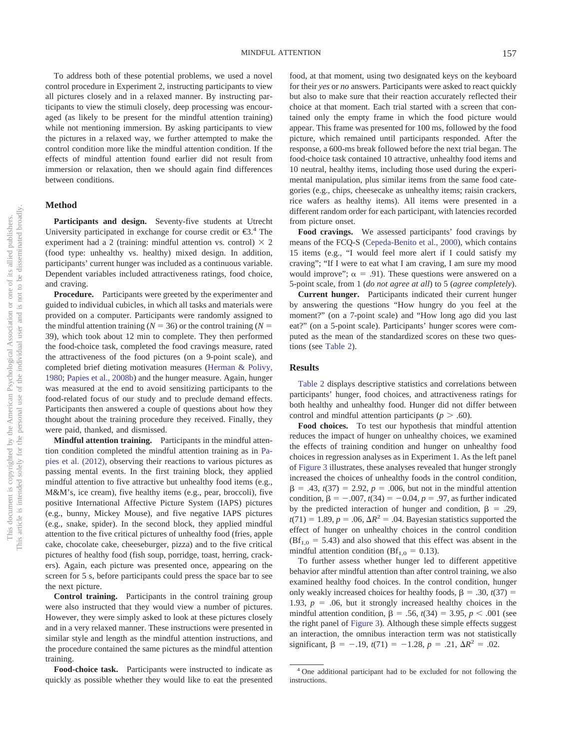To address both of these potential problems, we used a novel control procedure in Experiment 2, instructing participants to view all pictures closely and in a relaxed manner. By instructing participants to view the stimuli closely, deep processing was encouraged (as likely to be present for the mindful attention training) while not mentioning immersion. By asking participants to view the pictures in a relaxed way, we further attempted to make the control condition more like the mindful attention condition. If the effects of mindful attention found earlier did not result from immersion or relaxation, then we should again find differences between conditions.

## Method

**Participants and design.** Seventy-five students at Utrecht University participated in exchange for course credit or €3.[4] The experiment had a 2 (training: mindful attention vs. control) × 2 (food type: unhealthy vs. healthy) mixed design. In addition, participants' current hunger was included as a continuous variable. Dependent variables included attractiveness ratings, food choice, and craving.

**Procedure.** Participants were greeted by the experimenter and guided to individual cubicles, in which all tasks and materials were provided on a computer. Participants were randomly assigned to the mindful attention training ($N = 36$) or the control training ($N = 39$), which took about 12 min to complete. They then performed the food-choice task, completed the food cravings measure, rated the attractiveness of the food pictures (on a 9-point scale), and completed brief dieting motivation measures (Herman & Polivy, 1980; Papies et al., 2008b) and the hunger measure. Again, hunger was measured at the end to avoid sensitizing participants to the food-related focus of our study and to preclude demand effects. Participants then answered a couple of questions about how they thought about the training procedure they received. Finally, they were paid, thanked, and dismissed.

**Mindful attention training.** Participants in the mindful attention condition completed the mindful attention training as in Papies et al. (2012), observing their reactions to various pictures as passing mental events. In the first training block, they applied mindful attention to five attractive but unhealthy food items (e.g., M&M's, ice cream), five healthy items (e.g., pear, broccoli), five positive International Affective Picture System (IAPS) pictures (e.g., bunny, Mickey Mouse), and five negative IAPS pictures (e.g., snake, spider). In the second block, they applied mindful attention to the five critical pictures of unhealthy food (fries, apple cake, chocolate cake, cheeseburger, pizza) and to the five critical pictures of healthy food (fish soup, porridge, toast, herring, crackers). Again, each picture was presented once, appearing on the screen for 5 s, before participants could press the space bar to see the next picture.

**Control training.** Participants in the control training group were also instructed that they would view a number of pictures. However, they were simply asked to look at these pictures closely and in a very relaxed manner. These instructions were presented in similar style and length as the mindful attention instructions, and the procedure contained the same pictures as the mindful attention training.

**Food-choice task.** Participants were instructed to indicate as quickly as possible whether they would like to eat the presented food, at that moment, using two designated keys on the keyboard for their *yes* or *no* answers. Participants were asked to react quickly but also to make sure that their reaction accurately reflected their choice at that moment. Each trial started with a screen that contained only the empty frame in which the food picture would appear. This frame was presented for 100 ms, followed by the food picture, which remained until participants responded. After the response, a 600-ms break followed before the next trial began. The food-choice task contained 10 attractive, unhealthy food items and 10 neutral, healthy items, including those used during the experimental manipulation, plus similar items from the same food categories (e.g., chips, cheesecake as unhealthy items; raisin crackers, rice wafers as healthy items). All items were presented in a different random order for each participant, with latencies recorded from picture onset.

**Food cravings.** We assessed participants' food cravings by means of the FCQ-S (Cepeda-Benito et al., 2000), which contains 15 items (e.g., "I would feel more alert if I could satisfy my craving"; "If I were to eat what I am craving, I am sure my mood would improve"; $\alpha = .91$). These questions were answered on a 5-point scale, from 1 (*do not agree at all*) to 5 (*agree completely*).

**Current hunger.** Participants indicated their current hunger by answering the questions "How hungry do you feel at the moment?" (on a 7-point scale) and "How long ago did you last eat?" (on a 5-point scale). Participants' hunger scores were computed as the mean of the standardized scores on these two questions (see Table 2).

## Results

Table 2 displays descriptive statistics and correlations between participants' hunger, food choices, and attractiveness ratings for both healthy and unhealthy food. Hunger did not differ between control and mindful attention participants ($p > .60$).

**Food choices.** To test our hypothesis that mindful attention reduces the impact of hunger on unhealthy choices, we examined the effects of training condition and hunger on unhealthy food choices in regression analyses as in Experiment 1. As the left panel of Figure 3 illustrates, these analyses revealed that hunger strongly increased the choices of unhealthy foods in the control condition, $\beta = .43$, $t(37) = 2.92$, $p = .006$, but not in the mindful attention condition, $\beta = -.007$, $t(34) = -0.04$, $p = .97$, as further indicated by the predicted interaction of hunger and condition, $\beta = .29$, $t(71) = 1.89$, $p = .06$, $\Delta R^2 = .04$. Bayesian statistics supported the effect of hunger on unhealthy choices in the control condition ($Bf_{1,0} = 5.43$) and also showed that this effect was absent in the mindful attention condition ($Bf_{1,0} = 0.13$).

To further assess whether hunger led to different appetitive behavior after mindful attention than after control training, we also examined healthy food choices. In the control condition, hunger only weakly increased choices for healthy foods, $\beta = .30$, $t(37) = 1.93$, $p = .06$, but it strongly increased healthy choices in the mindful attention condition, $\beta = .56$, $t(34) = 3.95$, $p < .001$ (see the right panel of Figure 3). Although these simple effects suggest an interaction, the omnibus interaction term was not statistically significant, $\beta = -.19$, $t(71) = -1.28$, $p = .21$, $\Delta R^2 = .02$.

[4] One additional participant had to be excluded for not following the instructions.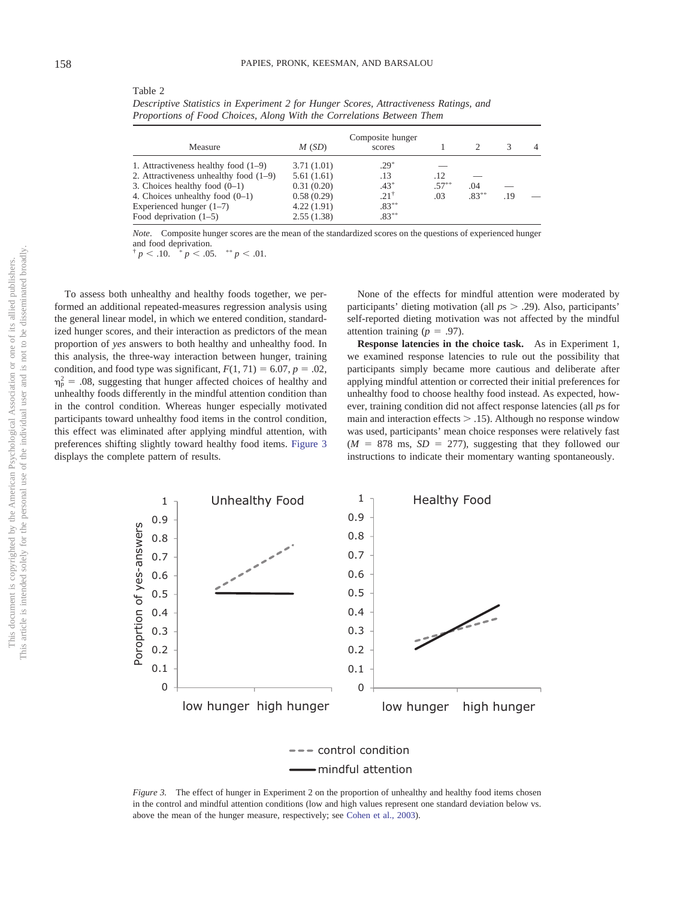Table 2
*Descriptive Statistics in Experiment 2 for Hunger Scores, Attractiveness Ratings, and Proportions of Food Choices, Along With the Correlations Between Them*

| Measure | $M$ ($SD$) | Composite hunger scores | 1 | 2 | 3 | 4 |
|---|---|---|---|---|---|---|
| 1. Attractiveness healthy food (1–9) | 3.71 (1.01) | .29* | — | | | |
| 2. Attractiveness unhealthy food (1–9) | 5.61 (1.61) | .13 | .12 | — | | |
| 3. Choices healthy food (0–1) | 0.31 (0.20) | .43* | .57** | .04 | — | |
| 4. Choices unhealthy food (0–1) | 0.58 (0.29) | .21† | .03 | .83** | .19 | — |
| Experienced hunger (1–7) | 4.22 (1.91) | .83** | | | | |
| Food deprivation (1–5) | 2.55 (1.38) | .83** | | | | |

*Note*. Composite hunger scores are the mean of the standardized scores on the questions of experienced hunger and food deprivation.
† $p < .10$. * $p < .05$. ** $p < .01$.

To assess both unhealthy and healthy foods together, we performed an additional repeated-measures regression analysis using the general linear model, in which we entered condition, standardized hunger scores, and their interaction as predictors of the mean proportion of *yes* answers to both healthy and unhealthy food. In this analysis, the three-way interaction between hunger, training condition, and food type was significant, $F(1, 71) = 6.07$, $p = .02$, $\eta_p^2 = .08$, suggesting that hunger affected choices of healthy and unhealthy foods differently in the mindful attention condition than in the control condition. Whereas hunger especially motivated participants toward unhealthy food items in the control condition, this effect was eliminated after applying mindful attention, with preferences shifting slightly toward healthy food items. Figure 3 displays the complete pattern of results.

None of the effects for mindful attention were moderated by participants' dieting motivation (all $p$s $> .29$). Also, participants' self-reported dieting motivation was not affected by the mindful attention training ($p = .97$).

**Response latencies in the choice task.** As in Experiment 1, we examined response latencies to rule out the possibility that participants simply became more cautious and deliberate after applying mindful attention or corrected their initial preferences for unhealthy food to choose healthy food instead. As expected, however, training condition did not affect response latencies (all $p$s for main and interaction effects $> .15$). Although no response window was used, participants' mean choice responses were relatively fast ($M = 878$ ms, $SD = 277$), suggesting that they followed our instructions to indicate their momentary wanting spontaneously.

*Figure 3.* The effect of hunger in Experiment 2 on the proportion of unhealthy and healthy food items chosen in the control and mindful attention conditions (low and high values represent one standard deviation below vs. above the mean of the hunger measure, respectively; see Cohen et al., 2003).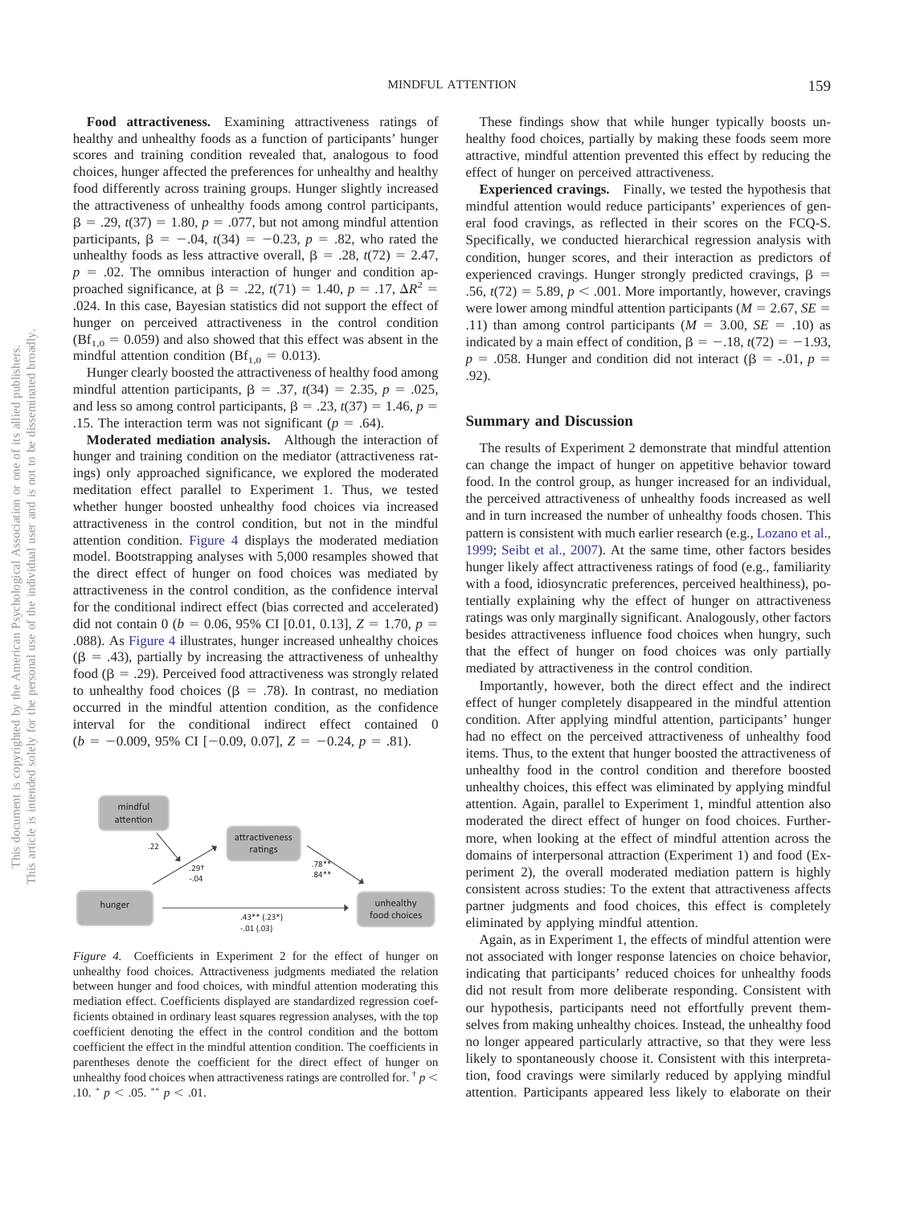**Food attractiveness.** Examining attractiveness ratings of healthy and unhealthy foods as a function of participants' hunger scores and training condition revealed that, analogous to food choices, hunger affected the preferences for unhealthy and healthy food differently across training groups. Hunger slightly increased the attractiveness of unhealthy foods among control participants, $\beta$ = .29, $t(37)$ = 1.80, $p$ = .077, but not among mindful attention participants, $\beta$ = −.04, $t(34)$ = −0.23, $p$ = .82, who rated the unhealthy foods as less attractive overall, $\beta$ = .28, $t(72)$ = 2.47, $p$ = .02. The omnibus interaction of hunger and condition approached significance, at $\beta$ = .22, $t(71)$ = 1.40, $p$ = .17, $\Delta R^2$ = .024. In this case, Bayesian statistics did not support the effect of hunger on perceived attractiveness in the control condition ($Bf_{1,0}$ = 0.059) and also showed that this effect was absent in the mindful attention condition ($Bf_{1,0}$ = 0.013).

Hunger clearly boosted the attractiveness of healthy food among mindful attention participants, $\beta$ = .37, $t(34)$ = 2.35, $p$ = .025, and less so among control participants, $\beta$ = .23, $t(37)$ = 1.46, $p$ = .15. The interaction term was not significant ($p$ = .64).

**Moderated mediation analysis.** Although the interaction of hunger and training condition on the mediator (attractiveness ratings) only approached significance, we explored the moderated meditation effect parallel to Experiment 1. Thus, we tested whether hunger boosted unhealthy food choices via increased attractiveness in the control condition, but not in the mindful attention condition. Figure 4 displays the moderated mediation model. Bootstrapping analyses with 5,000 resamples showed that the direct effect of hunger on food choices was mediated by attractiveness in the control condition, as the confidence interval for the conditional indirect effect (bias corrected and accelerated) did not contain 0 ($b$ = 0.06, 95% CI [0.01, 0.13], $Z$ = 1.70, $p$ = .088). As Figure 4 illustrates, hunger increased unhealthy choices ($\beta$ = .43), partially by increasing the attractiveness of unhealthy food ($\beta$ = .29). Perceived food attractiveness was strongly related to unhealthy food choices ($\beta$ = .78). In contrast, no mediation occurred in the mindful attention condition, as the confidence interval for the conditional indirect effect contained 0 ($b$ = −0.009, 95% CI [−0.09, 0.07], $Z$ = −0.24, $p$ = .81).

*Figure 4.* Coefficients in Experiment 2 for the effect of hunger on unhealthy food choices. Attractiveness judgments mediated the relation between hunger and food choices, with mindful attention moderating this mediation effect. Coefficients displayed are standardized regression coefficients obtained in ordinary least squares regression analyses, with the top coefficient denoting the effect in the control condition and the bottom coefficient the effect in the mindful attention condition. The coefficients in parentheses denote the coefficient for the direct effect of hunger on unhealthy food choices when attractiveness ratings are controlled for. † $p$ < .10. * $p$ < .05. ** $p$ < .01.

These findings show that while hunger typically boosts unhealthy food choices, partially by making these foods seem more attractive, mindful attention prevented this effect by reducing the effect of hunger on perceived attractiveness.

**Experienced cravings.** Finally, we tested the hypothesis that mindful attention would reduce participants' experiences of general food cravings, as reflected in their scores on the FCQ-S. Specifically, we conducted hierarchical regression analysis with condition, hunger scores, and their interaction as predictors of experienced cravings. Hunger strongly predicted cravings, $\beta$ = .56, $t(72)$ = 5.89, $p$ < .001. More importantly, however, cravings were lower among mindful attention participants ($M$ = 2.67, $SE$ = .11) than among control participants ($M$ = 3.00, $SE$ = .10) as indicated by a main effect of condition, $\beta$ = −.18, $t(72)$ = −1.93, $p$ = .058. Hunger and condition did not interact ($\beta$ = -.01, $p$ = .92).

## Summary and Discussion

The results of Experiment 2 demonstrate that mindful attention can change the impact of hunger on appetitive behavior toward food. In the control group, as hunger increased for an individual, the perceived attractiveness of unhealthy foods increased as well and in turn increased the number of unhealthy foods chosen. This pattern is consistent with much earlier research (e.g., Lozano et al., 1999; Seibt et al., 2007). At the same time, other factors besides hunger likely affect attractiveness ratings of food (e.g., familiarity with a food, idiosyncratic preferences, perceived healthiness), potentially explaining why the effect of hunger on attractiveness ratings was only marginally significant. Analogously, other factors besides attractiveness influence food choices when hungry, such that the effect of hunger on food choices was only partially mediated by attractiveness in the control condition.

Importantly, however, both the direct effect and the indirect effect of hunger completely disappeared in the mindful attention condition. After applying mindful attention, participants' hunger had no effect on the perceived attractiveness of unhealthy food items. Thus, to the extent that hunger boosted the attractiveness of unhealthy food in the control condition and therefore boosted unhealthy choices, this effect was eliminated by applying mindful attention. Again, parallel to Experiment 1, mindful attention also moderated the direct effect of hunger on food choices. Furthermore, when looking at the effect of mindful attention across the domains of interpersonal attraction (Experiment 1) and food (Experiment 2), the overall moderated mediation pattern is highly consistent across studies: To the extent that attractiveness affects partner judgments and food choices, this effect is completely eliminated by applying mindful attention.

Again, as in Experiment 1, the effects of mindful attention were not associated with longer response latencies on choice behavior, indicating that participants' reduced choices for unhealthy foods did not result from more deliberate responding. Consistent with our hypothesis, participants need not effortfully prevent themselves from making unhealthy choices. Instead, the unhealthy food no longer appeared particularly attractive, so that they were less likely to spontaneously choose it. Consistent with this interpretation, food cravings were similarly reduced by applying mindful attention. Participants appeared less likely to elaborate on their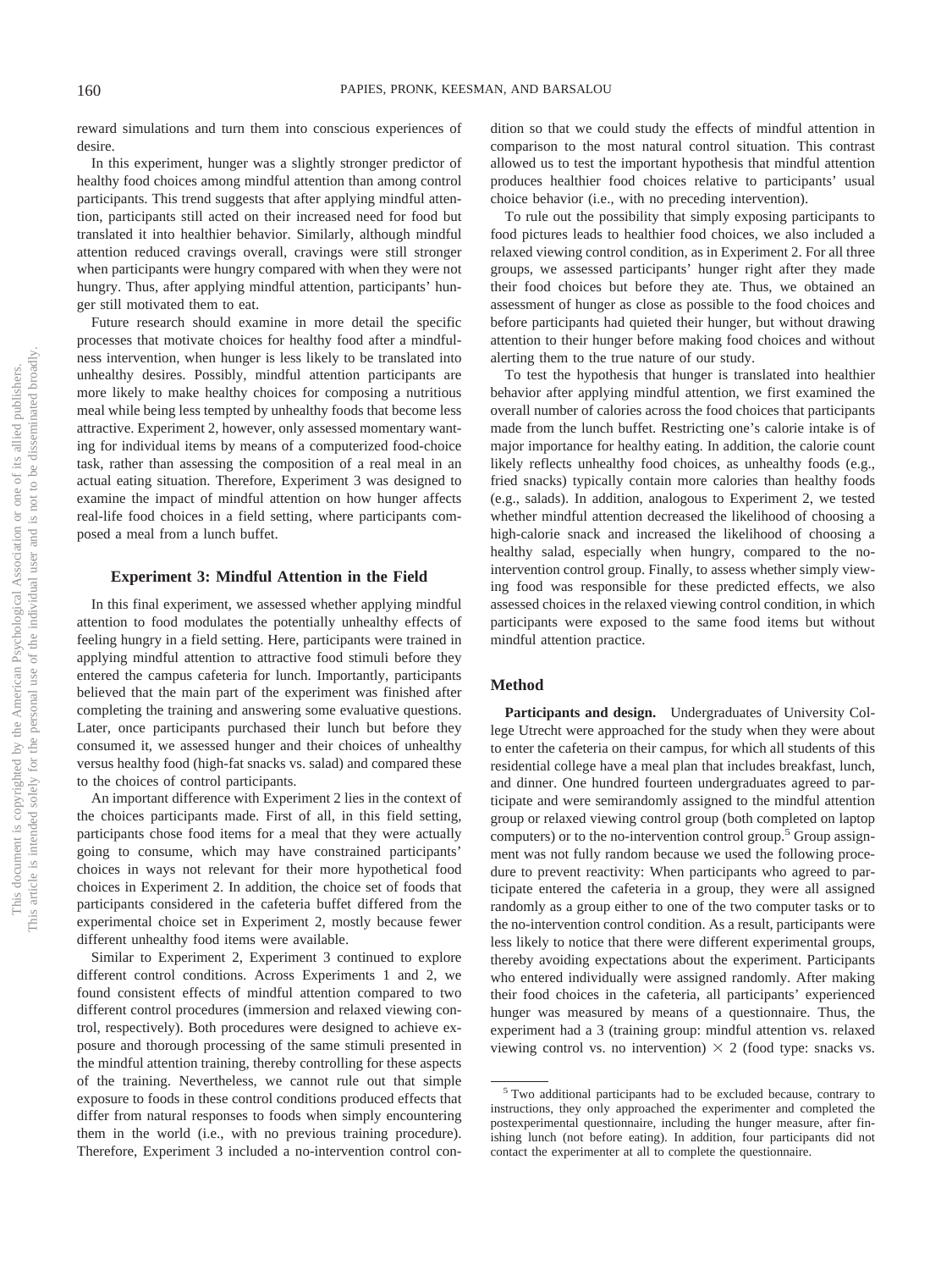reward simulations and turn them into conscious experiences of desire.

In this experiment, hunger was a slightly stronger predictor of healthy food choices among mindful attention than among control participants. This trend suggests that after applying mindful attention, participants still acted on their increased need for food but translated it into healthier behavior. Similarly, although mindful attention reduced cravings overall, cravings were still stronger when participants were hungry compared with when they were not hungry. Thus, after applying mindful attention, participants' hunger still motivated them to eat.

Future research should examine in more detail the specific processes that motivate choices for healthy food after a mindfulness intervention, when hunger is less likely to be translated into unhealthy desires. Possibly, mindful attention participants are more likely to make healthy choices for composing a nutritious meal while being less tempted by unhealthy foods that become less attractive. Experiment 2, however, only assessed momentary wanting for individual items by means of a computerized food-choice task, rather than assessing the composition of a real meal in an actual eating situation. Therefore, Experiment 3 was designed to examine the impact of mindful attention on how hunger affects real-life food choices in a field setting, where participants composed a meal from a lunch buffet.

## Experiment 3: Mindful Attention in the Field

In this final experiment, we assessed whether applying mindful attention to food modulates the potentially unhealthy effects of feeling hungry in a field setting. Here, participants were trained in applying mindful attention to attractive food stimuli before they entered the campus cafeteria for lunch. Importantly, participants believed that the main part of the experiment was finished after completing the training and answering some evaluative questions. Later, once participants purchased their lunch but before they consumed it, we assessed hunger and their choices of unhealthy versus healthy food (high-fat snacks vs. salad) and compared these to the choices of control participants.

An important difference with Experiment 2 lies in the context of the choices participants made. First of all, in this field setting, participants chose food items for a meal that they were actually going to consume, which may have constrained participants' choices in ways not relevant for their more hypothetical food choices in Experiment 2. In addition, the choice set of foods that participants considered in the cafeteria buffet differed from the experimental choice set in Experiment 2, mostly because fewer different unhealthy food items were available.

Similar to Experiment 2, Experiment 3 continued to explore different control conditions. Across Experiments 1 and 2, we found consistent effects of mindful attention compared to two different control procedures (immersion and relaxed viewing control, respectively). Both procedures were designed to achieve exposure and thorough processing of the same stimuli presented in the mindful attention training, thereby controlling for these aspects of the training. Nevertheless, we cannot rule out that simple exposure to foods in these control conditions produced effects that differ from natural responses to foods when simply encountering them in the world (i.e., with no previous training procedure). Therefore, Experiment 3 included a no-intervention control condition so that we could study the effects of mindful attention in comparison to the most natural control situation. This contrast allowed us to test the important hypothesis that mindful attention produces healthier food choices relative to participants' usual choice behavior (i.e., with no preceding intervention).

To rule out the possibility that simply exposing participants to food pictures leads to healthier food choices, we also included a relaxed viewing control condition, as in Experiment 2. For all three groups, we assessed participants' hunger right after they made their food choices but before they ate. Thus, we obtained an assessment of hunger as close as possible to the food choices and before participants had quieted their hunger, but without drawing attention to their hunger before making food choices and without alerting them to the true nature of our study.

To test the hypothesis that hunger is translated into healthier behavior after applying mindful attention, we first examined the overall number of calories across the food choices that participants made from the lunch buffet. Restricting one's calorie intake is of major importance for healthy eating. In addition, the calorie count likely reflects unhealthy food choices, as unhealthy foods (e.g., fried snacks) typically contain more calories than healthy foods (e.g., salads). In addition, analogous to Experiment 2, we tested whether mindful attention decreased the likelihood of choosing a high-calorie snack and increased the likelihood of choosing a healthy salad, especially when hungry, compared to the no-intervention control group. Finally, to assess whether simply viewing food was responsible for these predicted effects, we also assessed choices in the relaxed viewing control condition, in which participants were exposed to the same food items but without mindful attention practice.

### Method

**Participants and design.** Undergraduates of University College Utrecht were approached for the study when they were about to enter the cafeteria on their campus, for which all students of this residential college have a meal plan that includes breakfast, lunch, and dinner. One hundred fourteen undergraduates agreed to participate and were semirandomly assigned to the mindful attention group or relaxed viewing control group (both completed on laptop computers) or to the no-intervention control group.[5] Group assignment was not fully random because we used the following procedure to prevent reactivity: When participants who agreed to participate entered the cafeteria in a group, they were all assigned randomly as a group either to one of the two computer tasks or to the no-intervention control condition. As a result, participants were less likely to notice that there were different experimental groups, thereby avoiding expectations about the experiment. Participants who entered individually were assigned randomly. After making their food choices in the cafeteria, all participants' experienced hunger was measured by means of a questionnaire. Thus, the experiment had a 3 (training group: mindful attention vs. relaxed viewing control vs. no intervention) × 2 (food type: snacks vs.

[5] Two additional participants had to be excluded because, contrary to instructions, they only approached the experimenter and completed the postexperimental questionnaire, including the hunger measure, after finishing lunch (not before eating). In addition, four participants did not contact the experimenter at all to complete the questionnaire.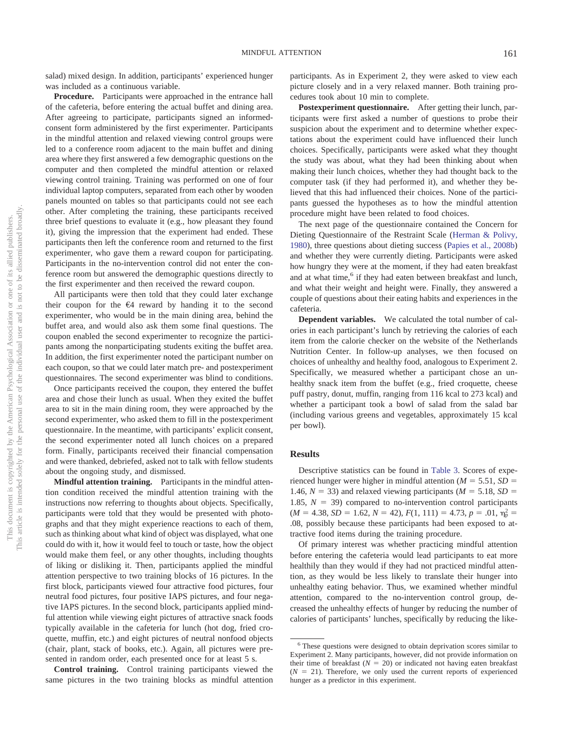salad) mixed design. In addition, participants' experienced hunger was included as a continuous variable.

**Procedure.** Participants were approached in the entrance hall of the cafeteria, before entering the actual buffet and dining area. After agreeing to participate, participants signed an informed-consent form administered by the first experimenter. Participants in the mindful attention and relaxed viewing control groups were led to a conference room adjacent to the main buffet and dining area where they first answered a few demographic questions on the computer and then completed the mindful attention or relaxed viewing control training. Training was performed on one of four individual laptop computers, separated from each other by wooden panels mounted on tables so that participants could not see each other. After completing the training, these participants received three brief questions to evaluate it (e.g., how pleasant they found it), giving the impression that the experiment had ended. These participants then left the conference room and returned to the first experimenter, who gave them a reward coupon for participating. Participants in the no-intervention control did not enter the conference room but answered the demographic questions directly to the first experimenter and then received the reward coupon.

All participants were then told that they could later exchange their coupon for the €4 reward by handing it to the second experimenter, who would be in the main dining area, behind the buffet area, and would also ask them some final questions. The coupon enabled the second experimenter to recognize the participants among the nonparticipating students exiting the buffet area. In addition, the first experimenter noted the participant number on each coupon, so that we could later match pre- and postexperiment questionnaires. The second experimenter was blind to conditions.

Once participants received the coupon, they entered the buffet area and chose their lunch as usual. When they exited the buffet area to sit in the main dining room, they were approached by the second experimenter, who asked them to fill in the postexperiment questionnaire. In the meantime, with participants' explicit consent, the second experimenter noted all lunch choices on a prepared form. Finally, participants received their financial compensation and were thanked, debriefed, asked not to talk with fellow students about the ongoing study, and dismissed.

**Mindful attention training.** Participants in the mindful attention condition received the mindful attention training with the instructions now referring to thoughts about objects. Specifically, participants were told that they would be presented with photographs and that they might experience reactions to each of them, such as thinking about what kind of object was displayed, what one could do with it, how it would feel to touch or taste, how the object would make them feel, or any other thoughts, including thoughts of liking or disliking it. Then, participants applied the mindful attention perspective to two training blocks of 16 pictures. In the first block, participants viewed four attractive food pictures, four neutral food pictures, four positive IAPS pictures, and four negative IAPS pictures. In the second block, participants applied mindful attention while viewing eight pictures of attractive snack foods typically available in the cafeteria for lunch (hot dog, fried croquette, muffin, etc.) and eight pictures of neutral nonfood objects (chair, plant, stack of books, etc.). Again, all pictures were presented in random order, each presented once for at least 5 s.

**Control training.** Control training participants viewed the same pictures in the two training blocks as mindful attention participants. As in Experiment 2, they were asked to view each picture closely and in a very relaxed manner. Both training procedures took about 10 min to complete.

**Postexperiment questionnaire.** After getting their lunch, participants were first asked a number of questions to probe their suspicion about the experiment and to determine whether expectations about the experiment could have influenced their lunch choices. Specifically, participants were asked what they thought the study was about, what they had been thinking about when making their lunch choices, whether they had thought back to the computer task (if they had performed it), and whether they believed that this had influenced their choices. None of the participants guessed the hypotheses as to how the mindful attention procedure might have been related to food choices.

The next page of the questionnaire contained the Concern for Dieting Questionnaire of the Restraint Scale (Herman & Polivy, 1980), three questions about dieting success (Papies et al., 2008b) and whether they were currently dieting. Participants were asked how hungry they were at the moment, if they had eaten breakfast and at what time,[6] if they had eaten between breakfast and lunch, and what their weight and height were. Finally, they answered a couple of questions about their eating habits and experiences in the cafeteria.

**Dependent variables.** We calculated the total number of calories in each participant's lunch by retrieving the calories of each item from the calorie checker on the website of the Netherlands Nutrition Center. In follow-up analyses, we then focused on choices of unhealthy and healthy food, analogous to Experiment 2. Specifically, we measured whether a participant chose an unhealthy snack item from the buffet (e.g., fried croquette, cheese puff pastry, donut, muffin, ranging from 116 kcal to 273 kcal) and whether a participant took a bowl of salad from the salad bar (including various greens and vegetables, approximately 15 kcal per bowl).

### Results

Descriptive statistics can be found in Table 3. Scores of experienced hunger were higher in mindful attention ($M = 5.51$, $SD = 1.46$, $N = 33$) and relaxed viewing participants ($M = 5.18$, $SD = 1.85$, $N = 39$) compared to no-intervention control participants ($M = 4.38$, $SD = 1.62$, $N = 42$), $F(1, 111) = 4.73$, $p = .01$, $\eta_p^2 = .08$, possibly because these participants had been exposed to attractive food items during the training procedure.

Of primary interest was whether practicing mindful attention before entering the cafeteria would lead participants to eat more healthily than they would if they had not practiced mindful attention, as they would be less likely to translate their hunger into unhealthy eating behavior. Thus, we examined whether mindful attention, compared to the no-intervention control group, decreased the unhealthy effects of hunger by reducing the number of calories of participants' lunches, specifically by reducing the like-

[6] These questions were designed to obtain deprivation scores similar to Experiment 2. Many participants, however, did not provide information on their time of breakfast ($N = 20$) or indicated not having eaten breakfast ($N = 21$). Therefore, we only used the current reports of experienced hunger as a predictor in this experiment.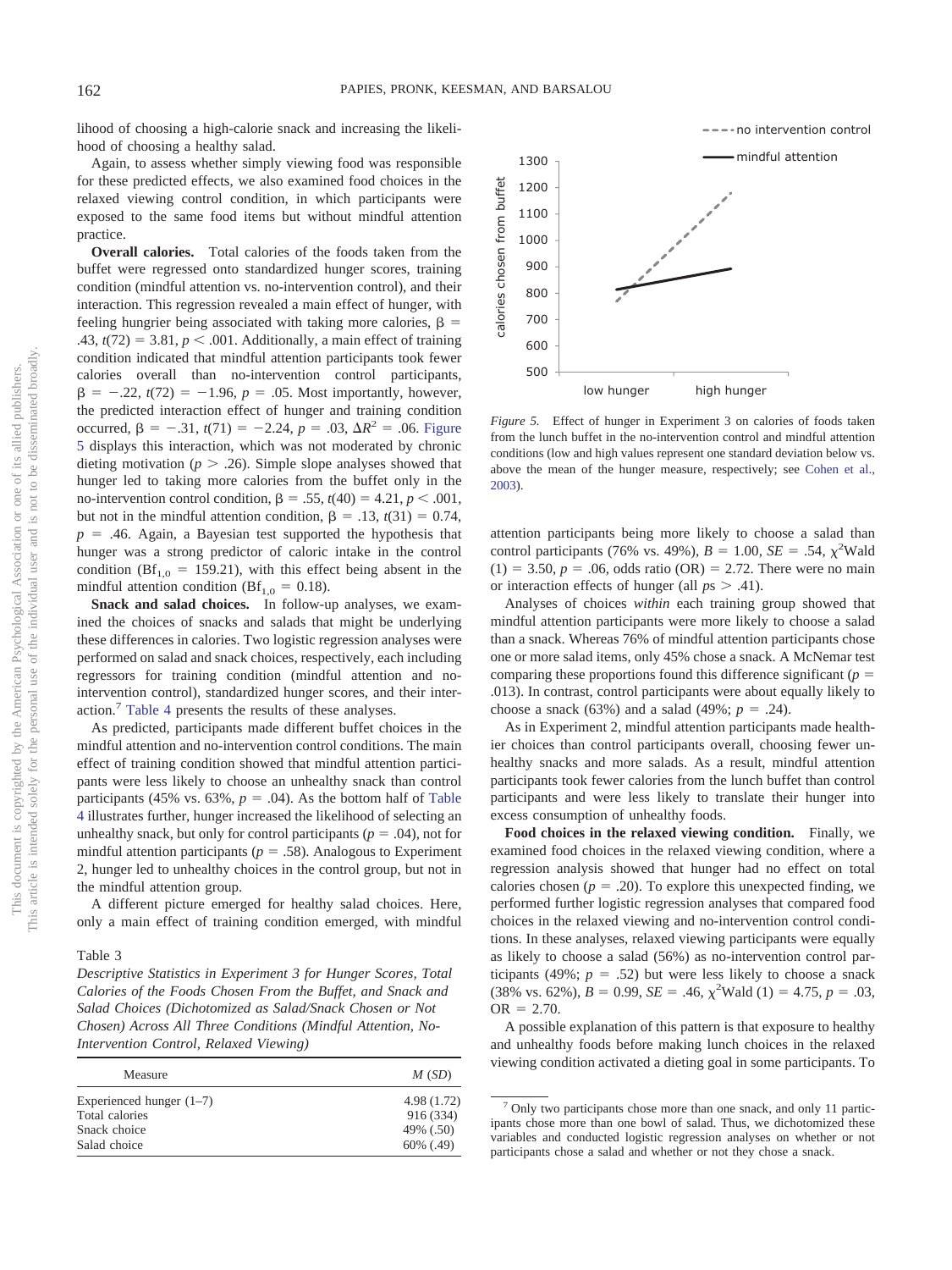lihood of choosing a high-calorie snack and increasing the likelihood of choosing a healthy salad.

Again, to assess whether simply viewing food was responsible for these predicted effects, we also examined food choices in the relaxed viewing control condition, in which participants were exposed to the same food items but without mindful attention practice.

**Overall calories.** Total calories of the foods taken from the buffet were regressed onto standardized hunger scores, training condition (mindful attention vs. no-intervention control), and their interaction. This regression revealed a main effect of hunger, with feeling hungrier being associated with taking more calories, $\beta = .43$, $t(72) = 3.81$, $p < .001$. Additionally, a main effect of training condition indicated that mindful attention participants took fewer calories overall than no-intervention control participants, $\beta = -.22$, $t(72) = -1.96$, $p = .05$. Most importantly, however, the predicted interaction effect of hunger and training condition occurred, $\beta = -.31$, $t(71) = -2.24$, $p = .03$, $\Delta R^2 = .06$. Figure 5 displays this interaction, which was not moderated by chronic dieting motivation ($p > .26$). Simple slope analyses showed that hunger led to taking more calories from the buffet only in the no-intervention control condition, $\beta = .55$, $t(40) = 4.21$, $p < .001$, but not in the mindful attention condition, $\beta = .13$, $t(31) = 0.74$, $p = .46$. Again, a Bayesian test supported the hypothesis that hunger was a strong predictor of caloric intake in the control condition ($Bf_{1,0} = 159.21$), with this effect being absent in the mindful attention condition ($Bf_{1,0} = 0.18$).

**Snack and salad choices.** In follow-up analyses, we examined the choices of snacks and salads that might be underlying these differences in calories. Two logistic regression analyses were performed on salad and snack choices, respectively, each including regressors for training condition (mindful attention and no-intervention control), standardized hunger scores, and their interaction.[7] Table 4 presents the results of these analyses.

As predicted, participants made different buffet choices in the mindful attention and no-intervention control conditions. The main effect of training condition showed that mindful attention participants were less likely to choose an unhealthy snack than control participants (45% vs. 63%, $p = .04$). As the bottom half of Table 4 illustrates further, hunger increased the likelihood of selecting an unhealthy snack, but only for control participants ($p = .04$), not for mindful attention participants ($p = .58$). Analogous to Experiment 2, hunger led to unhealthy choices in the control group, but not in the mindful attention group.

A different picture emerged for healthy salad choices. Here, only a main effect of training condition emerged, with mindful attention participants being more likely to choose a salad than control participants (76% vs. 49%), $B = 1.00$, $SE = .54$, $\chi^2$Wald $(1) = 3.50$, $p = .06$, odds ratio (OR) = 2.72. There were no main or interaction effects of hunger (all $ps > .41$).

Analyses of choices *within* each training group showed that mindful attention participants were more likely to choose a salad than a snack. Whereas 76% of mindful attention participants chose one or more salad items, only 45% chose a snack. A McNemar test comparing these proportions found this difference significant ($p = .013$). In contrast, control participants were about equally likely to choose a snack (63%) and a salad (49%; $p = .24$).

As in Experiment 2, mindful attention participants made healthier choices than control participants overall, choosing fewer unhealthy snacks and more salads. As a result, mindful attention participants took fewer calories from the lunch buffet than control participants and were less likely to translate their hunger into excess consumption of unhealthy foods.

**Food choices in the relaxed viewing condition.** Finally, we examined food choices in the relaxed viewing condition, where a regression analysis showed that hunger had no effect on total calories chosen ($p = .20$). To explore this unexpected finding, we performed further logistic regression analyses that compared food choices in the relaxed viewing and no-intervention control conditions. In these analyses, relaxed viewing participants were equally as likely to choose a salad (56%) as no-intervention control participants (49%; $p = .52$) but were less likely to choose a snack (38% vs. 62%), $B = 0.99$, $SE = .46$, $\chi^2$Wald $(1) = 4.75$, $p = .03$, OR = 2.70.

A possible explanation of this pattern is that exposure to healthy and unhealthy foods before making lunch choices in the relaxed viewing condition activated a dieting goal in some participants. To

*Figure 5.* Effect of hunger in Experiment 3 on calories of foods taken from the lunch buffet in the no-intervention control and mindful attention conditions (low and high values represent one standard deviation below vs. above the mean of the hunger measure, respectively; see Cohen et al., 2003).

Table 3

*Descriptive Statistics in Experiment 3 for Hunger Scores, Total Calories of the Foods Chosen From the Buffet, and Snack and Salad Choices (Dichotomized as Salad/Snack Chosen or Not Chosen) Across All Three Conditions (Mindful Attention, No-Intervention Control, Relaxed Viewing)*

| Measure | *M* (*SD*) |
|---|---|
| Experienced hunger (1–7) | 4.98 (1.72) |
| Total calories | 916 (334) |
| Snack choice | 49% (.50) |
| Salad choice | 60% (.49) |

[7] Only two participants chose more than one snack, and only 11 participants chose more than one bowl of salad. Thus, we dichotomized these variables and conducted logistic regression analyses on whether or not participants chose a salad and whether or not they chose a snack.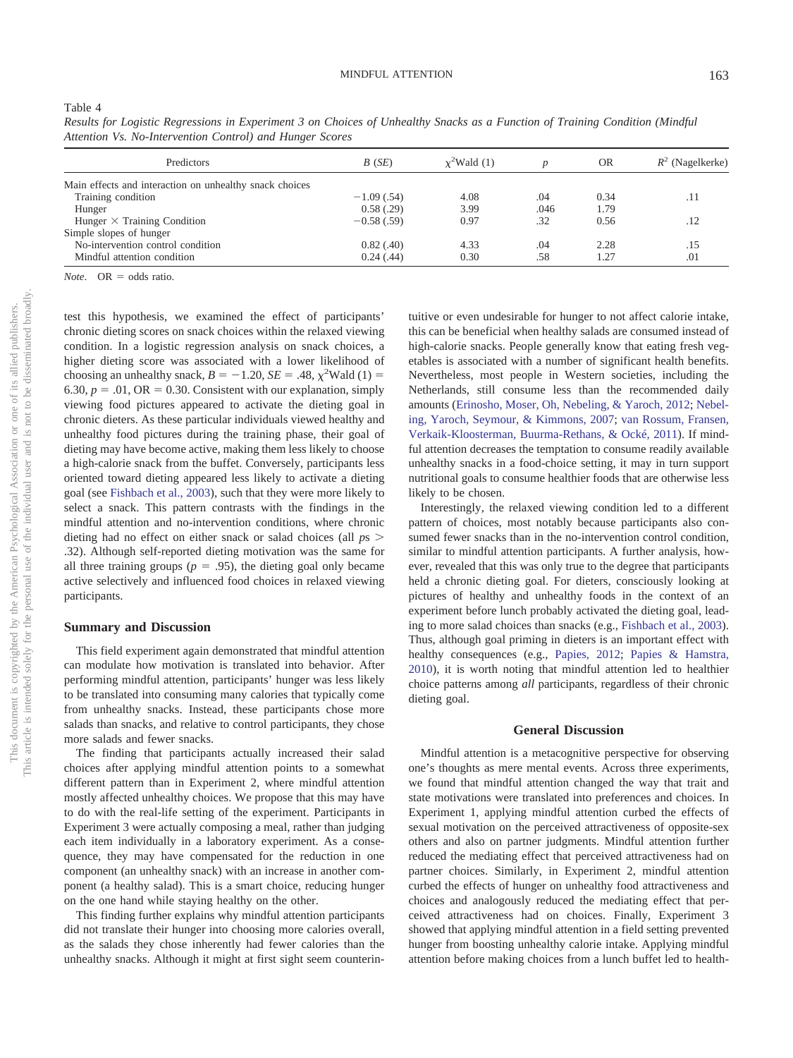Table 4
*Results for Logistic Regressions in Experiment 3 on Choices of Unhealthy Snacks as a Function of Training Condition (Mindful Attention Vs. No-Intervention Control) and Hunger Scores*

| Predictors | $B$ ($SE$) | $\chi^2$Wald (1) | $p$ | OR | $R^2$ (Nagelkerke) |
|---|---|---|---|---|---|
| Main effects and interaction on unhealthy snack choices | | | | | |
| Training condition | −1.09 (.54) | 4.08 | .04 | 0.34 | .11 |
| Hunger | 0.58 (.29) | 3.99 | .046 | 1.79 | |
| Hunger × Training Condition | −0.58 (.59) | 0.97 | .32 | 0.56 | .12 |
| Simple slopes of hunger | | | | | |
| No-intervention control condition | 0.82 (.40) | 4.33 | .04 | 2.28 | .15 |
| Mindful attention condition | 0.24 (.44) | 0.30 | .58 | 1.27 | .01 |

*Note.* OR = odds ratio.

test this hypothesis, we examined the effect of participants' chronic dieting scores on snack choices within the relaxed viewing condition. In a logistic regression analysis on snack choices, a higher dieting score was associated with a lower likelihood of choosing an unhealthy snack, $B = -1.20$, $SE = .48$, $\chi^2$Wald $(1) = 6.30$, $p = .01$, OR $= 0.30$. Consistent with our explanation, simply viewing food pictures appeared to activate the dieting goal in chronic dieters. As these particular individuals viewed healthy and unhealthy food pictures during the training phase, their goal of dieting may have become active, making them less likely to choose a high-calorie snack from the buffet. Conversely, participants less oriented toward dieting appeared less likely to activate a dieting goal (see Fishbach et al., 2003), such that they were more likely to select a snack. This pattern contrasts with the findings in the mindful attention and no-intervention conditions, where chronic dieting had no effect on either snack or salad choices (all $ps > .32$). Although self-reported dieting motivation was the same for all three training groups ($p = .95$), the dieting goal only became active selectively and influenced food choices in relaxed viewing participants.

## Summary and Discussion

This field experiment again demonstrated that mindful attention can modulate how motivation is translated into behavior. After performing mindful attention, participants' hunger was less likely to be translated into consuming many calories that typically come from unhealthy snacks. Instead, these participants chose more salads than snacks, and relative to control participants, they chose more salads and fewer snacks.

The finding that participants actually increased their salad choices after applying mindful attention points to a somewhat different pattern than in Experiment 2, where mindful attention mostly affected unhealthy choices. We propose that this may have to do with the real-life setting of the experiment. Participants in Experiment 3 were actually composing a meal, rather than judging each item individually in a laboratory experiment. As a consequence, they may have compensated for the reduction in one component (an unhealthy snack) with an increase in another component (a healthy salad). This is a smart choice, reducing hunger on the one hand while staying healthy on the other.

This finding further explains why mindful attention participants did not translate their hunger into choosing more calories overall, as the salads they chose inherently had fewer calories than the unhealthy snacks. Although it might at first sight seem counterintuitive or even undesirable for hunger to not affect calorie intake, this can be beneficial when healthy salads are consumed instead of high-calorie snacks. People generally know that eating fresh vegetables is associated with a number of significant health benefits. Nevertheless, most people in Western societies, including the Netherlands, still consume less than the recommended daily amounts (Erinosho, Moser, Oh, Nebeling, & Yaroch, 2012; Nebeling, Yaroch, Seymour, & Kimmons, 2007; van Rossum, Fransen, Verkaik-Kloosterman, Buurma-Rethans, & Ocké, 2011). If mindful attention decreases the temptation to consume readily available unhealthy snacks in a food-choice setting, it may in turn support nutritional goals to consume healthier foods that are otherwise less likely to be chosen.

Interestingly, the relaxed viewing condition led to a different pattern of choices, most notably because participants also consumed fewer snacks than in the no-intervention control condition, similar to mindful attention participants. A further analysis, however, revealed that this was only true to the degree that participants held a chronic dieting goal. For dieters, consciously looking at pictures of healthy and unhealthy foods in the context of an experiment before lunch probably activated the dieting goal, leading to more salad choices than snacks (e.g., Fishbach et al., 2003). Thus, although goal priming in dieters is an important effect with healthy consequences (e.g., Papies, 2012; Papies & Hamstra, 2010), it is worth noting that mindful attention led to healthier choice patterns among *all* participants, regardless of their chronic dieting goal.

## General Discussion

Mindful attention is a metacognitive perspective for observing one's thoughts as mere mental events. Across three experiments, we found that mindful attention changed the way that trait and state motivations were translated into preferences and choices. In Experiment 1, applying mindful attention curbed the effects of sexual motivation on the perceived attractiveness of opposite-sex others and also on partner judgments. Mindful attention further reduced the mediating effect that perceived attractiveness had on partner choices. Similarly, in Experiment 2, mindful attention curbed the effects of hunger on unhealthy food attractiveness and choices and analogously reduced the mediating effect that perceived attractiveness had on choices. Finally, Experiment 3 showed that applying mindful attention in a field setting prevented hunger from boosting unhealthy calorie intake. Applying mindful attention before making choices from a lunch buffet led to health-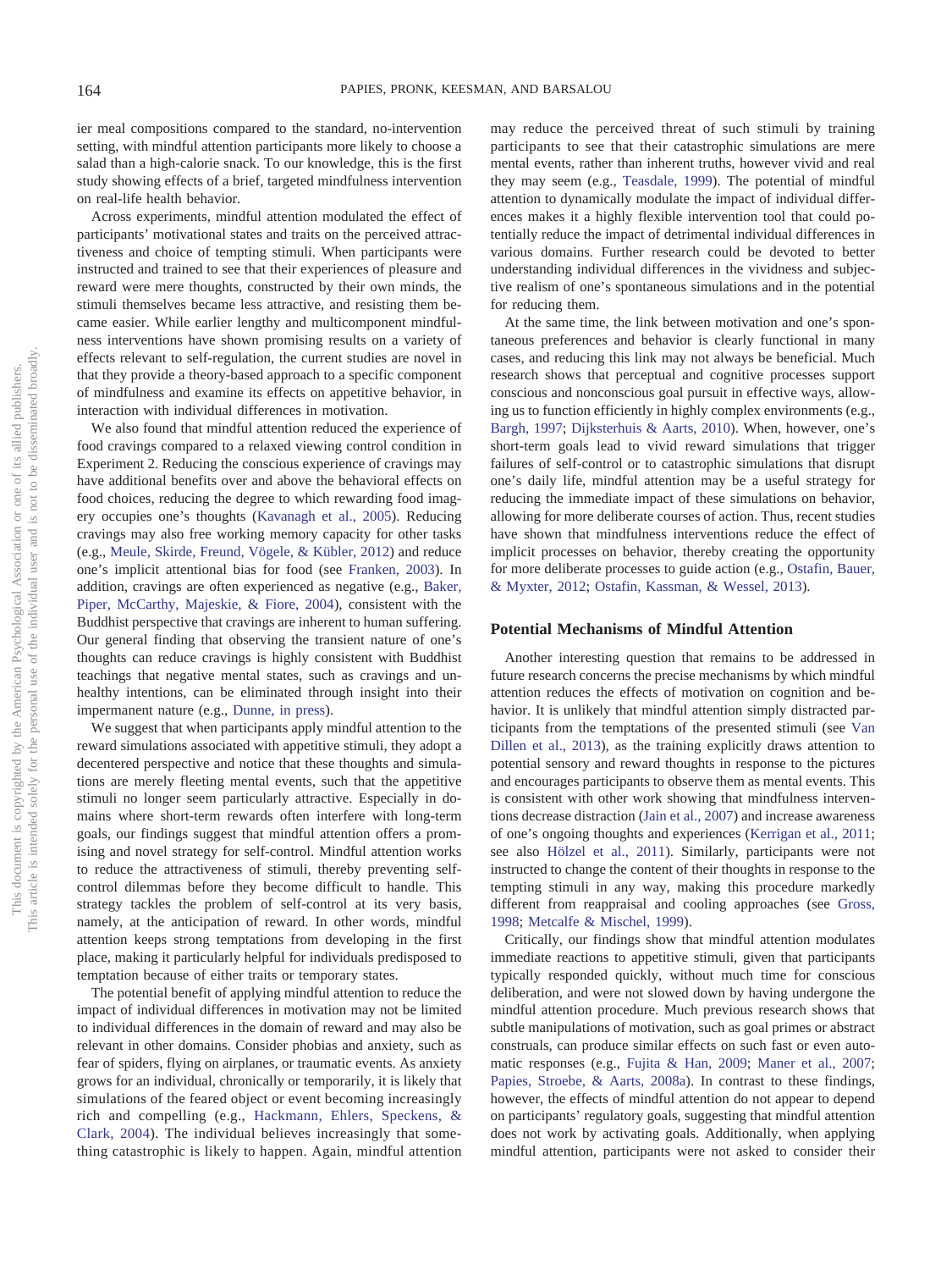ier meal compositions compared to the standard, no-intervention setting, with mindful attention participants more likely to choose a salad than a high-calorie snack. To our knowledge, this is the first study showing effects of a brief, targeted mindfulness intervention on real-life health behavior.

Across experiments, mindful attention modulated the effect of participants' motivational states and traits on the perceived attractiveness and choice of tempting stimuli. When participants were instructed and trained to see that their experiences of pleasure and reward were mere thoughts, constructed by their own minds, the stimuli themselves became less attractive, and resisting them became easier. While earlier lengthy and multicomponent mindfulness interventions have shown promising results on a variety of effects relevant to self-regulation, the current studies are novel in that they provide a theory-based approach to a specific component of mindfulness and examine its effects on appetitive behavior, in interaction with individual differences in motivation.

We also found that mindful attention reduced the experience of food cravings compared to a relaxed viewing control condition in Experiment 2. Reducing the conscious experience of cravings may have additional benefits over and above the behavioral effects on food choices, reducing the degree to which rewarding food imagery occupies one's thoughts (Kavanagh et al., 2005). Reducing cravings may also free working memory capacity for other tasks (e.g., Meule, Skirde, Freund, Vögele, & Kübler, 2012) and reduce one's implicit attentional bias for food (see Franken, 2003). In addition, cravings are often experienced as negative (e.g., Baker, Piper, McCarthy, Majeskie, & Fiore, 2004), consistent with the Buddhist perspective that cravings are inherent to human suffering. Our general finding that observing the transient nature of one's thoughts can reduce cravings is highly consistent with Buddhist teachings that negative mental states, such as cravings and unhealthy intentions, can be eliminated through insight into their impermanent nature (e.g., Dunne, in press).

We suggest that when participants apply mindful attention to the reward simulations associated with appetitive stimuli, they adopt a decentered perspective and notice that these thoughts and simulations are merely fleeting mental events, such that the appetitive stimuli no longer seem particularly attractive. Especially in domains where short-term rewards often interfere with long-term goals, our findings suggest that mindful attention offers a promising and novel strategy for self-control. Mindful attention works to reduce the attractiveness of stimuli, thereby preventing self-control dilemmas before they become difficult to handle. This strategy tackles the problem of self-control at its very basis, namely, at the anticipation of reward. In other words, mindful attention keeps strong temptations from developing in the first place, making it particularly helpful for individuals predisposed to temptation because of either traits or temporary states.

The potential benefit of applying mindful attention to reduce the impact of individual differences in motivation may not be limited to individual differences in the domain of reward and may also be relevant in other domains. Consider phobias and anxiety, such as fear of spiders, flying on airplanes, or traumatic events. As anxiety grows for an individual, chronically or temporarily, it is likely that simulations of the feared object or event becoming increasingly rich and compelling (e.g., Hackmann, Ehlers, Speckens, & Clark, 2004). The individual believes increasingly that something catastrophic is likely to happen. Again, mindful attention may reduce the perceived threat of such stimuli by training participants to see that their catastrophic simulations are mere mental events, rather than inherent truths, however vivid and real they may seem (e.g., Teasdale, 1999). The potential of mindful attention to dynamically modulate the impact of individual differences makes it a highly flexible intervention tool that could potentially reduce the impact of detrimental individual differences in various domains. Further research could be devoted to better understanding individual differences in the vividness and subjective realism of one's spontaneous simulations and in the potential for reducing them.

At the same time, the link between motivation and one's spontaneous preferences and behavior is clearly functional in many cases, and reducing this link may not always be beneficial. Much research shows that perceptual and cognitive processes support conscious and nonconscious goal pursuit in effective ways, allowing us to function efficiently in highly complex environments (e.g., Bargh, 1997; Dijksterhuis & Aarts, 2010). When, however, one's short-term goals lead to vivid reward simulations that trigger failures of self-control or to catastrophic simulations that disrupt one's daily life, mindful attention may be a useful strategy for reducing the immediate impact of these simulations on behavior, allowing for more deliberate courses of action. Thus, recent studies have shown that mindfulness interventions reduce the effect of implicit processes on behavior, thereby creating the opportunity for more deliberate processes to guide action (e.g., Ostafin, Bauer, & Myxter, 2012; Ostafin, Kassman, & Wessel, 2013).

## Potential Mechanisms of Mindful Attention

Another interesting question that remains to be addressed in future research concerns the precise mechanisms by which mindful attention reduces the effects of motivation on cognition and behavior. It is unlikely that mindful attention simply distracted participants from the temptations of the presented stimuli (see Van Dillen et al., 2013), as the training explicitly draws attention to potential sensory and reward thoughts in response to the pictures and encourages participants to observe them as mental events. This is consistent with other work showing that mindfulness interventions decrease distraction (Jain et al., 2007) and increase awareness of one's ongoing thoughts and experiences (Kerrigan et al., 2011; see also Hölzel et al., 2011). Similarly, participants were not instructed to change the content of their thoughts in response to the tempting stimuli in any way, making this procedure markedly different from reappraisal and cooling approaches (see Gross, 1998; Metcalfe & Mischel, 1999).

Critically, our findings show that mindful attention modulates immediate reactions to appetitive stimuli, given that participants typically responded quickly, without much time for conscious deliberation, and were not slowed down by having undergone the mindful attention procedure. Much previous research shows that subtle manipulations of motivation, such as goal primes or abstract construals, can produce similar effects on such fast or even automatic responses (e.g., Fujita & Han, 2009; Maner et al., 2007; Papies, Stroebe, & Aarts, 2008a). In contrast to these findings, however, the effects of mindful attention do not appear to depend on participants' regulatory goals, suggesting that mindful attention does not work by activating goals. Additionally, when applying mindful attention, participants were not asked to consider their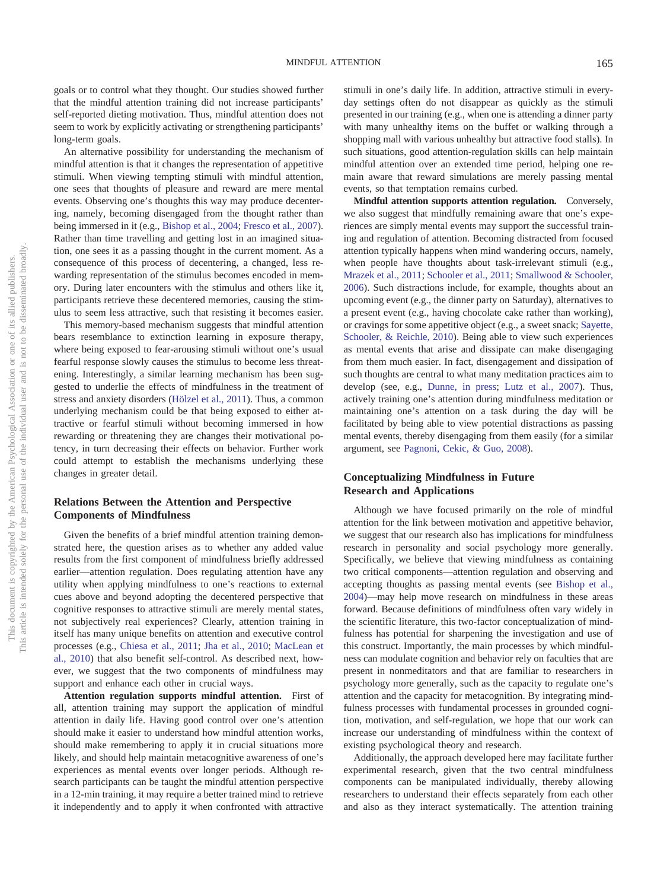goals or to control what they thought. Our studies showed further that the mindful attention training did not increase participants' self-reported dieting motivation. Thus, mindful attention does not seem to work by explicitly activating or strengthening participants' long-term goals.

An alternative possibility for understanding the mechanism of mindful attention is that it changes the representation of appetitive stimuli. When viewing tempting stimuli with mindful attention, one sees that thoughts of pleasure and reward are mere mental events. Observing one's thoughts this way may produce decentering, namely, becoming disengaged from the thought rather than being immersed in it (e.g., Bishop et al., 2004; Fresco et al., 2007). Rather than time travelling and getting lost in an imagined situation, one sees it as a passing thought in the current moment. As a consequence of this process of decentering, a changed, less rewarding representation of the stimulus becomes encoded in memory. During later encounters with the stimulus and others like it, participants retrieve these decentered memories, causing the stimulus to seem less attractive, such that resisting it becomes easier.

This memory-based mechanism suggests that mindful attention bears resemblance to extinction learning in exposure therapy, where being exposed to fear-arousing stimuli without one's usual fearful response slowly causes the stimulus to become less threatening. Interestingly, a similar learning mechanism has been suggested to underlie the effects of mindfulness in the treatment of stress and anxiety disorders (Hölzel et al., 2011). Thus, a common underlying mechanism could be that being exposed to either attractive or fearful stimuli without becoming immersed in how rewarding or threatening they are changes their motivational potency, in turn decreasing their effects on behavior. Further work could attempt to establish the mechanisms underlying these changes in greater detail.

## Relations Between the Attention and Perspective Components of Mindfulness

Given the benefits of a brief mindful attention training demonstrated here, the question arises as to whether any added value results from the first component of mindfulness briefly addressed earlier—attention regulation. Does regulating attention have any utility when applying mindfulness to one's reactions to external cues above and beyond adopting the decentered perspective that cognitive responses to attractive stimuli are merely mental states, not subjectively real experiences? Clearly, attention training in itself has many unique benefits on attention and executive control processes (e.g., Chiesa et al., 2011; Jha et al., 2010; MacLean et al., 2010) that also benefit self-control. As described next, however, we suggest that the two components of mindfulness may support and enhance each other in crucial ways.

**Attention regulation supports mindful attention.** First of all, attention training may support the application of mindful attention in daily life. Having good control over one's attention should make it easier to understand how mindful attention works, should make remembering to apply it in crucial situations more likely, and should help maintain metacognitive awareness of one's experiences as mental events over longer periods. Although research participants can be taught the mindful attention perspective in a 12-min training, it may require a better trained mind to retrieve it independently and to apply it when confronted with attractive stimuli in one's daily life. In addition, attractive stimuli in everyday settings often do not disappear as quickly as the stimuli presented in our training (e.g., when one is attending a dinner party with many unhealthy items on the buffet or walking through a shopping mall with various unhealthy but attractive food stalls). In such situations, good attention-regulation skills can help maintain mindful attention over an extended time period, helping one remain aware that reward simulations are merely passing mental events, so that temptation remains curbed.

**Mindful attention supports attention regulation.** Conversely, we also suggest that mindfully remaining aware that one's experiences are simply mental events may support the successful training and regulation of attention. Becoming distracted from focused attention typically happens when mind wandering occurs, namely, when people have thoughts about task-irrelevant stimuli (e.g., Mrazek et al., 2011; Schooler et al., 2011; Smallwood & Schooler, 2006). Such distractions include, for example, thoughts about an upcoming event (e.g., the dinner party on Saturday), alternatives to a present event (e.g., having chocolate cake rather than working), or cravings for some appetitive object (e.g., a sweet snack; Sayette, Schooler, & Reichle, 2010). Being able to view such experiences as mental events that arise and dissipate can make disengaging from them much easier. In fact, disengagement and dissipation of such thoughts are central to what many meditation practices aim to develop (see, e.g., Dunne, in press; Lutz et al., 2007). Thus, actively training one's attention during mindfulness meditation or maintaining one's attention on a task during the day will be facilitated by being able to view potential distractions as passing mental events, thereby disengaging from them easily (for a similar argument, see Pagnoni, Cekic, & Guo, 2008).

## Conceptualizing Mindfulness in Future Research and Applications

Although we have focused primarily on the role of mindful attention for the link between motivation and appetitive behavior, we suggest that our research also has implications for mindfulness research in personality and social psychology more generally. Specifically, we believe that viewing mindfulness as containing two critical components—attention regulation and observing and accepting thoughts as passing mental events (see Bishop et al., 2004)—may help move research on mindfulness in these areas forward. Because definitions of mindfulness often vary widely in the scientific literature, this two-factor conceptualization of mindfulness has potential for sharpening the investigation and use of this construct. Importantly, the main processes by which mindfulness can modulate cognition and behavior rely on faculties that are present in nonmeditators and that are familiar to researchers in psychology more generally, such as the capacity to regulate one's attention and the capacity for metacognition. By integrating mindfulness processes with fundamental processes in grounded cognition, motivation, and self-regulation, we hope that our work can increase our understanding of mindfulness within the context of existing psychological theory and research.

Additionally, the approach developed here may facilitate further experimental research, given that the two central mindfulness components can be manipulated individually, thereby allowing researchers to understand their effects separately from each other and also as they interact systematically. The attention training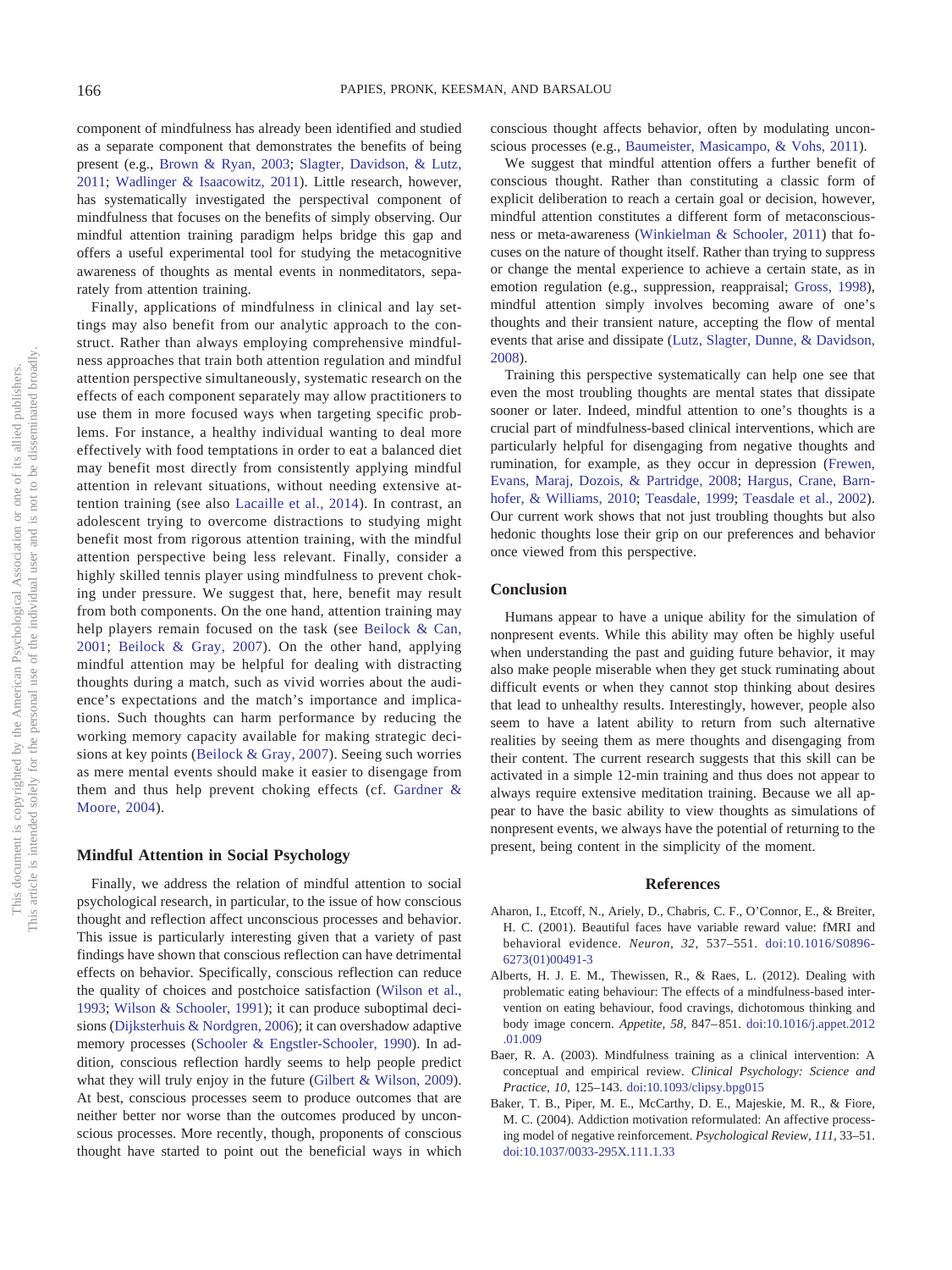component of mindfulness has already been identified and studied as a separate component that demonstrates the benefits of being present (e.g., Brown & Ryan, 2003; Slagter, Davidson, & Lutz, 2011; Wadlinger & Isaacowitz, 2011). Little research, however, has systematically investigated the perspectival component of mindfulness that focuses on the benefits of simply observing. Our mindful attention training paradigm helps bridge this gap and offers a useful experimental tool for studying the metacognitive awareness of thoughts as mental events in nonmeditators, separately from attention training.

Finally, applications of mindfulness in clinical and lay settings may also benefit from our analytic approach to the construct. Rather than always employing comprehensive mindfulness approaches that train both attention regulation and mindful attention perspective simultaneously, systematic research on the effects of each component separately may allow practitioners to use them in more focused ways when targeting specific problems. For instance, a healthy individual wanting to deal more effectively with food temptations in order to eat a balanced diet may benefit most directly from consistently applying mindful attention in relevant situations, without needing extensive attention training (see also Lacaille et al., 2014). In contrast, an adolescent trying to overcome distractions to studying might benefit most from rigorous attention training, with the mindful attention perspective being less relevant. Finally, consider a highly skilled tennis player using mindfulness to prevent choking under pressure. We suggest that, here, benefit may result from both components. On the one hand, attention training may help players remain focused on the task (see Beilock & Can, 2001; Beilock & Gray, 2007). On the other hand, applying mindful attention may be helpful for dealing with distracting thoughts during a match, such as vivid worries about the audience's expectations and the match's importance and implications. Such thoughts can harm performance by reducing the working memory capacity available for making strategic decisions at key points (Beilock & Gray, 2007). Seeing such worries as mere mental events should make it easier to disengage from them and thus help prevent choking effects (cf. Gardner & Moore, 2004).

## Mindful Attention in Social Psychology

Finally, we address the relation of mindful attention to social psychological research, in particular, to the issue of how conscious thought and reflection affect unconscious processes and behavior. This issue is particularly interesting given that a variety of past findings have shown that conscious reflection can have detrimental effects on behavior. Specifically, conscious reflection can reduce the quality of choices and postchoice satisfaction (Wilson et al., 1993; Wilson & Schooler, 1991); it can produce suboptimal decisions (Dijksterhuis & Nordgren, 2006); it can overshadow adaptive memory processes (Schooler & Engstler-Schooler, 1990). In addition, conscious reflection hardly seems to help people predict what they will truly enjoy in the future (Gilbert & Wilson, 2009). At best, conscious processes seem to produce outcomes that are neither better nor worse than the outcomes produced by unconscious processes. More recently, though, proponents of conscious thought have started to point out the beneficial ways in which conscious thought affects behavior, often by modulating unconscious processes (e.g., Baumeister, Masicampo, & Vohs, 2011).

We suggest that mindful attention offers a further benefit of conscious thought. Rather than constituting a classic form of explicit deliberation to reach a certain goal or decision, however, mindful attention constitutes a different form of metaconsciousness or meta-awareness (Winkielman & Schooler, 2011) that focuses on the nature of thought itself. Rather than trying to suppress or change the mental experience to achieve a certain state, as in emotion regulation (e.g., suppression, reappraisal; Gross, 1998), mindful attention simply involves becoming aware of one's thoughts and their transient nature, accepting the flow of mental events that arise and dissipate (Lutz, Slagter, Dunne, & Davidson, 2008).

Training this perspective systematically can help one see that even the most troubling thoughts are mental states that dissipate sooner or later. Indeed, mindful attention to one's thoughts is a crucial part of mindfulness-based clinical interventions, which are particularly helpful for disengaging from negative thoughts and rumination, for example, as they occur in depression (Frewen, Evans, Maraj, Dozois, & Partridge, 2008; Hargus, Crane, Barnhofer, & Williams, 2010; Teasdale, 1999; Teasdale et al., 2002). Our current work shows that not just troubling thoughts but also hedonic thoughts lose their grip on our preferences and behavior once viewed from this perspective.

## Conclusion

Humans appear to have a unique ability for the simulation of nonpresent events. While this ability may often be highly useful when understanding the past and guiding future behavior, it may also make people miserable when they get stuck ruminating about difficult events or when they cannot stop thinking about desires that lead to unhealthy results. Interestingly, however, people also seem to have a latent ability to return from such alternative realities by seeing them as mere thoughts and disengaging from their content. The current research suggests that this skill can be activated in a simple 12-min training and thus does not appear to always require extensive meditation training. Because we all appear to have the basic ability to view thoughts as simulations of nonpresent events, we always have the potential of returning to the present, being content in the simplicity of the moment.

## References

Aharon, I., Etcoff, N., Ariely, D., Chabris, C. F., O'Connor, E., & Breiter, H. C. (2001). Beautiful faces have variable reward value: fMRI and behavioral evidence. *Neuron, 32,* 537–551. doi:10.1016/S0896-6273(01)00491-3

Alberts, H. J. E. M., Thewissen, R., & Raes, L. (2012). Dealing with problematic eating behaviour: The effects of a mindfulness-based intervention on eating behaviour, food cravings, dichotomous thinking and body image concern. *Appetite, 58,* 847–851. doi:10.1016/j.appet.2012.01.009

Baer, R. A. (2003). Mindfulness training as a clinical intervention: A conceptual and empirical review. *Clinical Psychology: Science and Practice, 10,* 125–143. doi:10.1093/clipsy.bpg015

Baker, T. B., Piper, M. E., McCarthy, D. E., Majeskie, M. R., & Fiore, M. C. (2004). Addiction motivation reformulated: An affective processing model of negative reinforcement. *Psychological Review, 111,* 33–51. doi:10.1037/0033-295X.111.1.33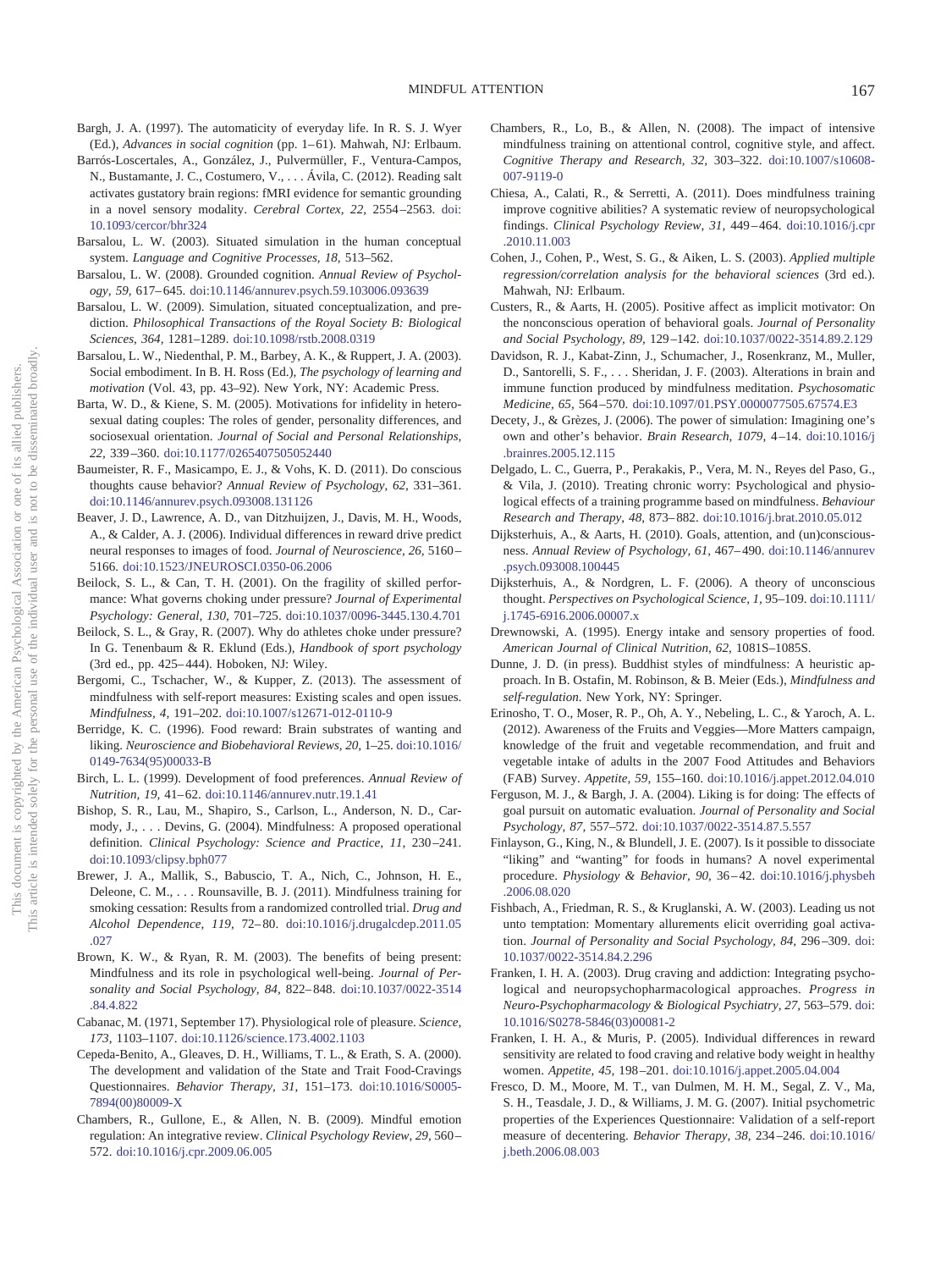Bargh, J. A. (1997). The automaticity of everyday life. In R. S. J. Wyer (Ed.), *Advances in social cognition* (pp. 1–61). Mahwah, NJ: Erlbaum.

Barrós-Loscertales, A., González, J., Pulvermüller, F., Ventura-Campos, N., Bustamante, J. C., Costumero, V., . . . Ávila, C. (2012). Reading salt activates gustatory brain regions: fMRI evidence for semantic grounding in a novel sensory modality. *Cerebral Cortex, 22,* 2554–2563. doi:10.1093/cercor/bhr324

Barsalou, L. W. (2003). Situated simulation in the human conceptual system. *Language and Cognitive Processes, 18,* 513–562.

Barsalou, L. W. (2008). Grounded cognition. *Annual Review of Psychology, 59,* 617–645. doi:10.1146/annurev.psych.59.103006.093639

Barsalou, L. W. (2009). Simulation, situated conceptualization, and prediction. *Philosophical Transactions of the Royal Society B: Biological Sciences, 364,* 1281–1289. doi:10.1098/rstb.2008.0319

Barsalou, L. W., Niedenthal, P. M., Barbey, A. K., & Ruppert, J. A. (2003). Social embodiment. In B. H. Ross (Ed.), *The psychology of learning and motivation* (Vol. 43, pp. 43–92). New York, NY: Academic Press.

Barta, W. D., & Kiene, S. M. (2005). Motivations for infidelity in heterosexual dating couples: The roles of gender, personality differences, and sociosexual orientation. *Journal of Social and Personal Relationships, 22,* 339–360. doi:10.1177/0265407505052440

Baumeister, R. F., Masicampo, E. J., & Vohs, K. D. (2011). Do conscious thoughts cause behavior? *Annual Review of Psychology, 62,* 331–361. doi:10.1146/annurev.psych.093008.131126

Beaver, J. D., Lawrence, A. D., van Ditzhuijzen, J., Davis, M. H., Woods, A., & Calder, A. J. (2006). Individual differences in reward drive predict neural responses to images of food. *Journal of Neuroscience, 26,* 5160–5166. doi:10.1523/JNEUROSCI.0350-06.2006

Beilock, S. L., & Can, T. H. (2001). On the fragility of skilled performance: What governs choking under pressure? *Journal of Experimental Psychology: General, 130,* 701–725. doi:10.1037/0096-3445.130.4.701

Beilock, S. L., & Gray, R. (2007). Why do athletes choke under pressure? In G. Tenenbaum & R. Eklund (Eds.), *Handbook of sport psychology* (3rd ed., pp. 425–444). Hoboken, NJ: Wiley.

Bergomi, C., Tschacher, W., & Kupper, Z. (2013). The assessment of mindfulness with self-report measures: Existing scales and open issues. *Mindfulness, 4,* 191–202. doi:10.1007/s12671-012-0110-9

Berridge, K. C. (1996). Food reward: Brain substrates of wanting and liking. *Neuroscience and Biobehavioral Reviews, 20,* 1–25. doi:10.1016/0149-7634(95)00033-B

Birch, L. L. (1999). Development of food preferences. *Annual Review of Nutrition, 19,* 41–62. doi:10.1146/annurev.nutr.19.1.41

Bishop, S. R., Lau, M., Shapiro, S., Carlson, L., Anderson, N. D., Carmody, J., . . . Devins, G. (2004). Mindfulness: A proposed operational definition. *Clinical Psychology: Science and Practice, 11,* 230–241. doi:10.1093/clipsy.bph077

Brewer, J. A., Mallik, S., Babuscio, T. A., Nich, C., Johnson, H. E., Deleone, C. M., . . . Rounsaville, B. J. (2011). Mindfulness training for smoking cessation: Results from a randomized controlled trial. *Drug and Alcohol Dependence, 119,* 72–80. doi:10.1016/j.drugalcdep.2011.05.027

Brown, K. W., & Ryan, R. M. (2003). The benefits of being present: Mindfulness and its role in psychological well-being. *Journal of Personality and Social Psychology, 84,* 822–848. doi:10.1037/0022-3514.84.4.822

Cabanac, M. (1971, September 17). Physiological role of pleasure. *Science, 173,* 1103–1107. doi:10.1126/science.173.4002.1103

Cepeda-Benito, A., Gleaves, D. H., Williams, T. L., & Erath, S. A. (2000). The development and validation of the State and Trait Food-Cravings Questionnaires. *Behavior Therapy, 31,* 151–173. doi:10.1016/S0005-7894(00)80009-X

Chambers, R., Gullone, E., & Allen, N. B. (2009). Mindful emotion regulation: An integrative review. *Clinical Psychology Review, 29,* 560–572. doi:10.1016/j.cpr.2009.06.005

Chambers, R., Lo, B., & Allen, N. (2008). The impact of intensive mindfulness training on attentional control, cognitive style, and affect. *Cognitive Therapy and Research, 32,* 303–322. doi:10.1007/s10608-007-9119-0

Chiesa, A., Calati, R., & Serretti, A. (2011). Does mindfulness training improve cognitive abilities? A systematic review of neuropsychological findings. *Clinical Psychology Review, 31,* 449–464. doi:10.1016/j.cpr.2010.11.003

Cohen, J., Cohen, P., West, S. G., & Aiken, L. S. (2003). *Applied multiple regression/correlation analysis for the behavioral sciences* (3rd ed.). Mahwah, NJ: Erlbaum.

Custers, R., & Aarts, H. (2005). Positive affect as implicit motivator: On the nonconscious operation of behavioral goals. *Journal of Personality and Social Psychology, 89,* 129–142. doi:10.1037/0022-3514.89.2.129

Davidson, R. J., Kabat-Zinn, J., Schumacher, J., Rosenkranz, M., Muller, D., Santorelli, S. F., . . . Sheridan, J. F. (2003). Alterations in brain and immune function produced by mindfulness meditation. *Psychosomatic Medicine, 65,* 564–570. doi:10.1097/01.PSY.0000077505.67574.E3

Decety, J., & Grèzes, J. (2006). The power of simulation: Imagining one's own and other's behavior. *Brain Research, 1079,* 4–14. doi:10.1016/j.brainres.2005.12.115

Delgado, L. C., Guerra, P., Perakakis, P., Vera, M. N., Reyes del Paso, G., & Vila, J. (2010). Treating chronic worry: Psychological and physiological effects of a training programme based on mindfulness. *Behaviour Research and Therapy, 48,* 873–882. doi:10.1016/j.brat.2010.05.012

Dijksterhuis, A., & Aarts, H. (2010). Goals, attention, and (un)consciousness. *Annual Review of Psychology, 61,* 467–490. doi:10.1146/annurev.psych.093008.100445

Dijksterhuis, A., & Nordgren, L. F. (2006). A theory of unconscious thought. *Perspectives on Psychological Science, 1,* 95–109. doi:10.1111/j.1745-6916.2006.00007.x

Drewnowski, A. (1995). Energy intake and sensory properties of food. *American Journal of Clinical Nutrition, 62,* 1081S–1085S.

Dunne, J. D. (in press). Buddhist styles of mindfulness: A heuristic approach. In B. Ostafin, M. Robinson, & B. Meier (Eds.), *Mindfulness and self-regulation.* New York, NY: Springer.

Erinosho, T. O., Moser, R. P., Oh, A. Y., Nebeling, L. C., & Yaroch, A. L. (2012). Awareness of the Fruits and Veggies—More Matters campaign, knowledge of the fruit and vegetable recommendation, and fruit and vegetable intake of adults in the 2007 Food Attitudes and Behaviors (FAB) Survey. *Appetite, 59,* 155–160. doi:10.1016/j.appet.2012.04.010

Ferguson, M. J., & Bargh, J. A. (2004). Liking is for doing: The effects of goal pursuit on automatic evaluation. *Journal of Personality and Social Psychology, 87,* 557–572. doi:10.1037/0022-3514.87.5.557

Finlayson, G., King, N., & Blundell, J. E. (2007). Is it possible to dissociate "liking" and "wanting" for foods in humans? A novel experimental procedure. *Physiology & Behavior, 90,* 36–42. doi:10.1016/j.physbeh.2006.08.020

Fishbach, A., Friedman, R. S., & Kruglanski, A. W. (2003). Leading us not unto temptation: Momentary allurements elicit overriding goal activation. *Journal of Personality and Social Psychology, 84,* 296–309. doi:10.1037/0022-3514.84.2.296

Franken, I. H. A. (2003). Drug craving and addiction: Integrating psychological and neuropsychopharmacological approaches. *Progress in Neuro-Psychopharmacology & Biological Psychiatry, 27,* 563–579. doi:10.1016/S0278-5846(03)00081-2

Franken, I. H. A., & Muris, P. (2005). Individual differences in reward sensitivity are related to food craving and relative body weight in healthy women. *Appetite, 45,* 198–201. doi:10.1016/j.appet.2005.04.004

Fresco, D. M., Moore, M. T., van Dulmen, M. H. M., Segal, Z. V., Ma, S. H., Teasdale, J. D., & Williams, J. M. G. (2007). Initial psychometric properties of the Experiences Questionnaire: Validation of a self-report measure of decentering. *Behavior Therapy, 38,* 234–246. doi:10.1016/j.beth.2006.08.003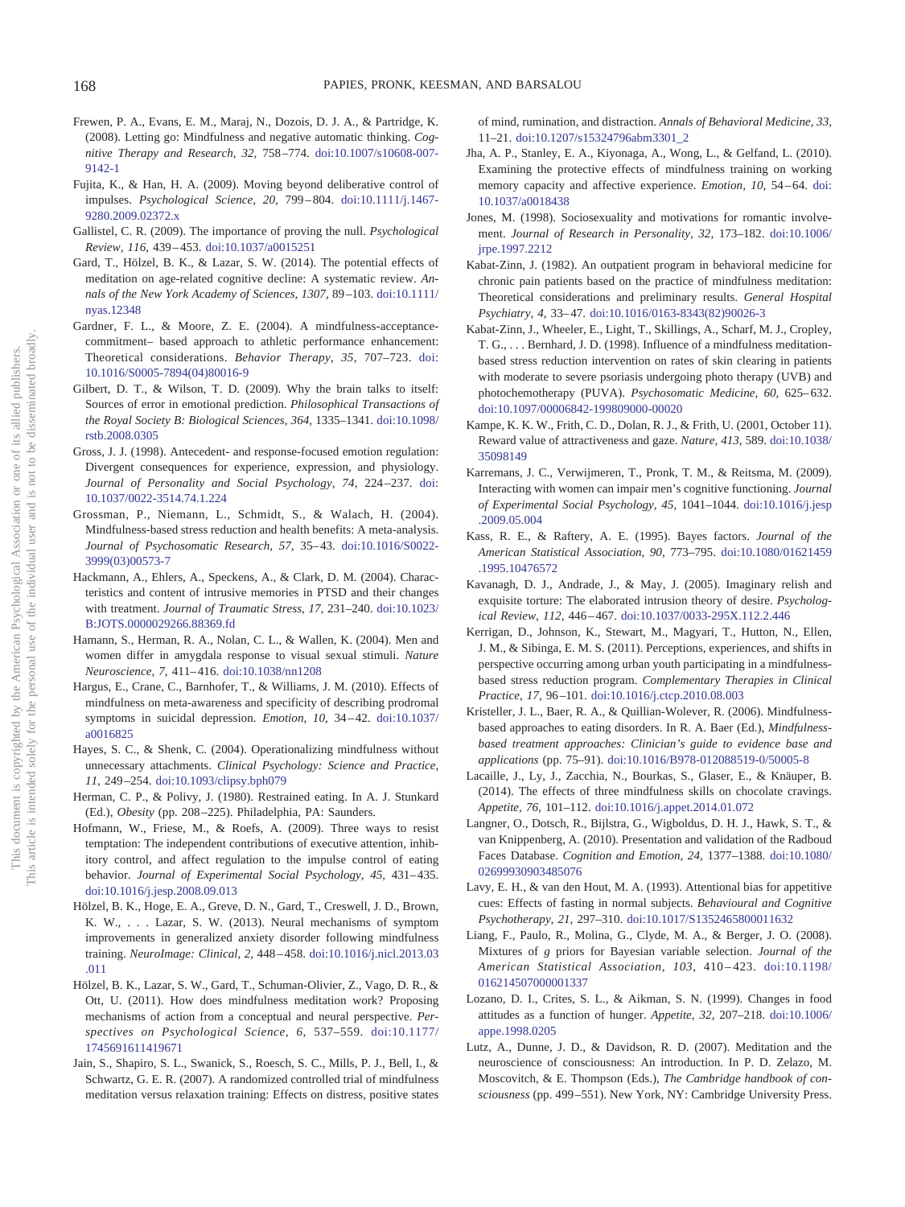Frewen, P. A., Evans, E. M., Maraj, N., Dozois, D. J. A., & Partridge, K. (2008). Letting go: Mindfulness and negative automatic thinking. *Cognitive Therapy and Research, 32,* 758–774. doi:10.1007/s10608-007-9142-1

Fujita, K., & Han, H. A. (2009). Moving beyond deliberative control of impulses. *Psychological Science, 20,* 799–804. doi:10.1111/j.1467-9280.2009.02372.x

Gallistel, C. R. (2009). The importance of proving the null. *Psychological Review, 116,* 439–453. doi:10.1037/a0015251

Gard, T., Hölzel, B. K., & Lazar, S. W. (2014). The potential effects of meditation on age-related cognitive decline: A systematic review. *Annals of the New York Academy of Sciences, 1307,* 89–103. doi:10.1111/nyas.12348

Gardner, F. L., & Moore, Z. E. (2004). A mindfulness-acceptance-commitment– based approach to athletic performance enhancement: Theoretical considerations. *Behavior Therapy, 35,* 707–723. doi:10.1016/S0005-7894(04)80016-9

Gilbert, D. T., & Wilson, T. D. (2009). Why the brain talks to itself: Sources of error in emotional prediction. *Philosophical Transactions of the Royal Society B: Biological Sciences, 364,* 1335–1341. doi:10.1098/rstb.2008.0305

Gross, J. J. (1998). Antecedent- and response-focused emotion regulation: Divergent consequences for experience, expression, and physiology. *Journal of Personality and Social Psychology, 74,* 224–237. doi:10.1037/0022-3514.74.1.224

Grossman, P., Niemann, L., Schmidt, S., & Walach, H. (2004). Mindfulness-based stress reduction and health benefits: A meta-analysis. *Journal of Psychosomatic Research, 57,* 35–43. doi:10.1016/S0022-3999(03)00573-7

Hackmann, A., Ehlers, A., Speckens, A., & Clark, D. M. (2004). Characteristics and content of intrusive memories in PTSD and their changes with treatment. *Journal of Traumatic Stress, 17,* 231–240. doi:10.1023/B:JOTS.0000029266.88369.fd

Hamann, S., Herman, R. A., Nolan, C. L., & Wallen, K. (2004). Men and women differ in amygdala response to visual sexual stimuli. *Nature Neuroscience, 7,* 411–416. doi:10.1038/nn1208

Hargus, E., Crane, C., Barnhofer, T., & Williams, J. M. (2010). Effects of mindfulness on meta-awareness and specificity of describing prodromal symptoms in suicidal depression. *Emotion, 10,* 34–42. doi:10.1037/a0016825

Hayes, S. C., & Shenk, C. (2004). Operationalizing mindfulness without unnecessary attachments. *Clinical Psychology: Science and Practice, 11,* 249–254. doi:10.1093/clipsy.bph079

Herman, C. P., & Polivy, J. (1980). Restrained eating. In A. J. Stunkard (Ed.), *Obesity* (pp. 208–225). Philadelphia, PA: Saunders.

Hofmann, W., Friese, M., & Roefs, A. (2009). Three ways to resist temptation: The independent contributions of executive attention, inhibitory control, and affect regulation to the impulse control of eating behavior. *Journal of Experimental Social Psychology, 45,* 431–435. doi:10.1016/j.jesp.2008.09.013

Hölzel, B. K., Hoge, E. A., Greve, D. N., Gard, T., Creswell, J. D., Brown, K. W., . . . Lazar, S. W. (2013). Neural mechanisms of symptom improvements in generalized anxiety disorder following mindfulness training. *NeuroImage: Clinical, 2,* 448–458. doi:10.1016/j.nicl.2013.03.011

Hölzel, B. K., Lazar, S. W., Gard, T., Schuman-Olivier, Z., Vago, D. R., & Ott, U. (2011). How does mindfulness meditation work? Proposing mechanisms of action from a conceptual and neural perspective. *Perspectives on Psychological Science, 6,* 537–559. doi:10.1177/1745691611419671

Jain, S., Shapiro, S. L., Swanick, S., Roesch, S. C., Mills, P. J., Bell, I., & Schwartz, G. E. R. (2007). A randomized controlled trial of mindfulness meditation versus relaxation training: Effects on distress, positive states of mind, rumination, and distraction. *Annals of Behavioral Medicine, 33,* 11–21. doi:10.1207/s15324796abm3301_2

Jha, A. P., Stanley, E. A., Kiyonaga, A., Wong, L., & Gelfand, L. (2010). Examining the protective effects of mindfulness training on working memory capacity and affective experience. *Emotion, 10,* 54–64. doi:10.1037/a0018438

Jones, M. (1998). Sociosexuality and motivations for romantic involvement. *Journal of Research in Personality, 32,* 173–182. doi:10.1006/jrpe.1997.2212

Kabat-Zinn, J. (1982). An outpatient program in behavioral medicine for chronic pain patients based on the practice of mindfulness meditation: Theoretical considerations and preliminary results. *General Hospital Psychiatry, 4,* 33–47. doi:10.1016/0163-8343(82)90026-3

Kabat-Zinn, J., Wheeler, E., Light, T., Skillings, A., Scharf, M. J., Cropley, T. G., . . . Bernhard, J. D. (1998). Influence of a mindfulness meditation-based stress reduction intervention on rates of skin clearing in patients with moderate to severe psoriasis undergoing photo therapy (UVB) and photochemotherapy (PUVA). *Psychosomatic Medicine, 60,* 625–632. doi:10.1097/00006842-199809000-00020

Kampe, K. K. W., Frith, C. D., Dolan, R. J., & Frith, U. (2001, October 11). Reward value of attractiveness and gaze. *Nature, 413,* 589. doi:10.1038/35098149

Karremans, J. C., Verwijmeren, T., Pronk, T. M., & Reitsma, M. (2009). Interacting with women can impair men's cognitive functioning. *Journal of Experimental Social Psychology, 45,* 1041–1044. doi:10.1016/j.jesp.2009.05.004

Kass, R. E., & Raftery, A. E. (1995). Bayes factors. *Journal of the American Statistical Association, 90,* 773–795. doi:10.1080/01621459.1995.10476572

Kavanagh, D. J., Andrade, J., & May, J. (2005). Imaginary relish and exquisite torture: The elaborated intrusion theory of desire. *Psychological Review, 112,* 446–467. doi:10.1037/0033-295X.112.2.446

Kerrigan, D., Johnson, K., Stewart, M., Magyari, T., Hutton, N., Ellen, J. M., & Sibinga, E. M. S. (2011). Perceptions, experiences, and shifts in perspective occurring among urban youth participating in a mindfulness-based stress reduction program. *Complementary Therapies in Clinical Practice, 17,* 96–101. doi:10.1016/j.ctcp.2010.08.003

Kristeller, J. L., Baer, R. A., & Quillian-Wolever, R. (2006). Mindfulness-based approaches to eating disorders. In R. A. Baer (Ed.), *Mindfulness-based treatment approaches: Clinician's guide to evidence base and applications* (pp. 75–91). doi:10.1016/B978-012088519-0/50005-8

Lacaille, J., Ly, J., Zacchia, N., Bourkas, S., Glaser, E., & Knäuper, B. (2014). The effects of three mindfulness skills on chocolate cravings. *Appetite, 76,* 101–112. doi:10.1016/j.appet.2014.01.072

Langner, O., Dotsch, R., Bijlstra, G., Wigboldus, D. H. J., Hawk, S. T., & van Knippenberg, A. (2010). Presentation and validation of the Radboud Faces Database. *Cognition and Emotion, 24,* 1377–1388. doi:10.1080/02699930903485076

Lavy, E. H., & van den Hout, M. A. (1993). Attentional bias for appetitive cues: Effects of fasting in normal subjects. *Behavioural and Cognitive Psychotherapy, 21,* 297–310. doi:10.1017/S1352465800011632

Liang, F., Paulo, R., Molina, G., Clyde, M. A., & Berger, J. O. (2008). Mixtures of *g* priors for Bayesian variable selection. *Journal of the American Statistical Association, 103,* 410–423. doi:10.1198/016214507000001337

Lozano, D. I., Crites, S. L., & Aikman, S. N. (1999). Changes in food attitudes as a function of hunger. *Appetite, 32,* 207–218. doi:10.1006/appe.1998.0205

Lutz, A., Dunne, J. D., & Davidson, R. D. (2007). Meditation and the neuroscience of consciousness: An introduction. In P. D. Zelazo, M. Moscovitch, & E. Thompson (Eds.), *The Cambridge handbook of consciousness* (pp. 499–551). New York, NY: Cambridge University Press.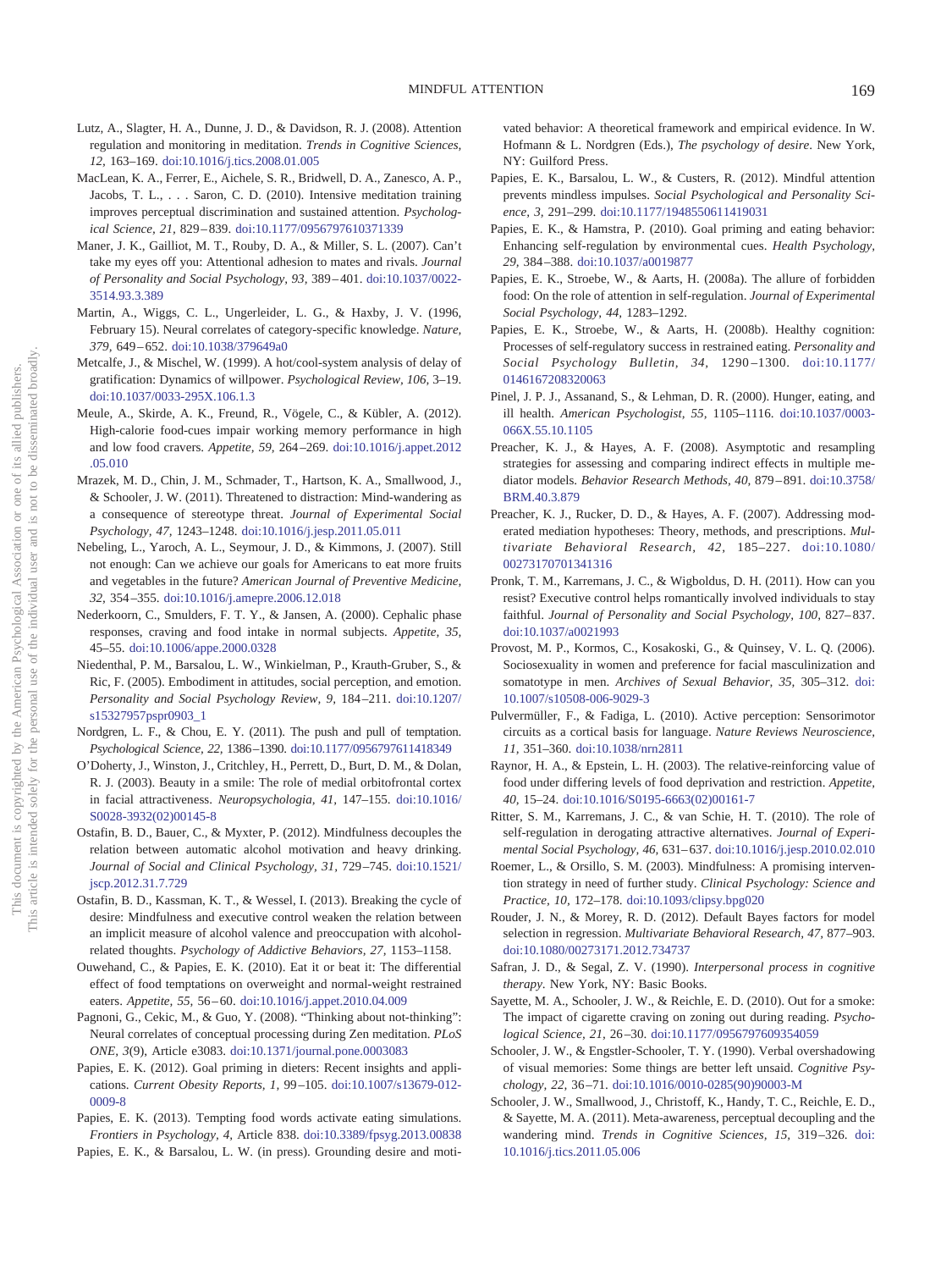Lutz, A., Slagter, H. A., Dunne, J. D., & Davidson, R. J. (2008). Attention regulation and monitoring in meditation. *Trends in Cognitive Sciences, 12,* 163–169. doi:10.1016/j.tics.2008.01.005

MacLean, K. A., Ferrer, E., Aichele, S. R., Bridwell, D. A., Zanesco, A. P., Jacobs, T. L., . . . Saron, C. D. (2010). Intensive meditation training improves perceptual discrimination and sustained attention. *Psychological Science, 21,* 829–839. doi:10.1177/0956797610371339

Maner, J. K., Gailliot, M. T., Rouby, D. A., & Miller, S. L. (2007). Can't take my eyes off you: Attentional adhesion to mates and rivals. *Journal of Personality and Social Psychology, 93,* 389–401. doi:10.1037/0022-3514.93.3.389

Martin, A., Wiggs, C. L., Ungerleider, L. G., & Haxby, J. V. (1996, February 15). Neural correlates of category-specific knowledge. *Nature, 379,* 649–652. doi:10.1038/379649a0

Metcalfe, J., & Mischel, W. (1999). A hot/cool-system analysis of delay of gratification: Dynamics of willpower. *Psychological Review, 106,* 3–19. doi:10.1037/0033-295X.106.1.3

Meule, A., Skirde, A. K., Freund, R., Vögele, C., & Kübler, A. (2012). High-calorie food-cues impair working memory performance in high and low food cravers. *Appetite, 59,* 264–269. doi:10.1016/j.appet.2012.05.010

Mrazek, M. D., Chin, J. M., Schmader, T., Hartson, K. A., Smallwood, J., & Schooler, J. W. (2011). Threatened to distraction: Mind-wandering as a consequence of stereotype threat. *Journal of Experimental Social Psychology, 47,* 1243–1248. doi:10.1016/j.jesp.2011.05.011

Nebeling, L., Yaroch, A. L., Seymour, J. D., & Kimmons, J. (2007). Still not enough: Can we achieve our goals for Americans to eat more fruits and vegetables in the future? *American Journal of Preventive Medicine, 32,* 354–355. doi:10.1016/j.amepre.2006.12.018

Nederkoorn, C., Smulders, F. T. Y., & Jansen, A. (2000). Cephalic phase responses, craving and food intake in normal subjects. *Appetite, 35,* 45–55. doi:10.1006/appe.2000.0328

Niedenthal, P. M., Barsalou, L. W., Winkielman, P., Krauth-Gruber, S., & Ric, F. (2005). Embodiment in attitudes, social perception, and emotion. *Personality and Social Psychology Review, 9,* 184–211. doi:10.1207/s15327957pspr0903_1

Nordgren, L. F., & Chou, E. Y. (2011). The push and pull of temptation. *Psychological Science, 22,* 1386–1390. doi:10.1177/0956797611418349

O'Doherty, J., Winston, J., Critchley, H., Perrett, D., Burt, D. M., & Dolan, R. J. (2003). Beauty in a smile: The role of medial orbitofrontal cortex in facial attractiveness. *Neuropsychologia, 41,* 147–155. doi:10.1016/S0028-3932(02)00145-8

Ostafin, B. D., Bauer, C., & Myxter, P. (2012). Mindfulness decouples the relation between automatic alcohol motivation and heavy drinking. *Journal of Social and Clinical Psychology, 31,* 729–745. doi:10.1521/jscp.2012.31.7.729

Ostafin, B. D., Kassman, K. T., & Wessel, I. (2013). Breaking the cycle of desire: Mindfulness and executive control weaken the relation between an implicit measure of alcohol valence and preoccupation with alcohol-related thoughts. *Psychology of Addictive Behaviors, 27,* 1153–1158.

Ouwehand, C., & Papies, E. K. (2010). Eat it or beat it: The differential effect of food temptations on overweight and normal-weight restrained eaters. *Appetite, 55,* 56–60. doi:10.1016/j.appet.2010.04.009

Pagnoni, G., Cekic, M., & Guo, Y. (2008). "Thinking about not-thinking": Neural correlates of conceptual processing during Zen meditation. *PLoS ONE, 3*(9), Article e3083. doi:10.1371/journal.pone.0003083

Papies, E. K. (2012). Goal priming in dieters: Recent insights and applications. *Current Obesity Reports, 1,* 99–105. doi:10.1007/s13679-012-0009-8

Papies, E. K. (2013). Tempting food words activate eating simulations. *Frontiers in Psychology, 4,* Article 838. doi:10.3389/fpsyg.2013.00838

Papies, E. K., & Barsalou, L. W. (in press). Grounding desire and motivated behavior: A theoretical framework and empirical evidence. In W. Hofmann & L. Nordgren (Eds.), *The psychology of desire*. New York, NY: Guilford Press.

Papies, E. K., Barsalou, L. W., & Custers, R. (2012). Mindful attention prevents mindless impulses. *Social Psychological and Personality Science, 3,* 291–299. doi:10.1177/1948550611419031

Papies, E. K., & Hamstra, P. (2010). Goal priming and eating behavior: Enhancing self-regulation by environmental cues. *Health Psychology, 29,* 384–388. doi:10.1037/a0019877

Papies, E. K., Stroebe, W., & Aarts, H. (2008a). The allure of forbidden food: On the role of attention in self-regulation. *Journal of Experimental Social Psychology, 44,* 1283–1292.

Papies, E. K., Stroebe, W., & Aarts, H. (2008b). Healthy cognition: Processes of self-regulatory success in restrained eating. *Personality and Social Psychology Bulletin, 34,* 1290–1300. doi:10.1177/0146167208320063

Pinel, J. P. J., Assanand, S., & Lehman, D. R. (2000). Hunger, eating, and ill health. *American Psychologist, 55,* 1105–1116. doi:10.1037/0003-066X.55.10.1105

Preacher, K. J., & Hayes, A. F. (2008). Asymptotic and resampling strategies for assessing and comparing indirect effects in multiple mediator models. *Behavior Research Methods, 40,* 879–891. doi:10.3758/BRM.40.3.879

Preacher, K. J., Rucker, D. D., & Hayes, A. F. (2007). Addressing moderated mediation hypotheses: Theory, methods, and prescriptions. *Multivariate Behavioral Research, 42,* 185–227. doi:10.1080/00273170701341316

Pronk, T. M., Karremans, J. C., & Wigboldus, D. H. (2011). How can you resist? Executive control helps romantically involved individuals to stay faithful. *Journal of Personality and Social Psychology, 100,* 827–837. doi:10.1037/a0021993

Provost, M. P., Kormos, C., Kosakoski, G., & Quinsey, V. L. Q. (2006). Sociosexuality in women and preference for facial masculinization and somatotype in men. *Archives of Sexual Behavior, 35,* 305–312. doi:10.1007/s10508-006-9029-3

Pulvermüller, F., & Fadiga, L. (2010). Active perception: Sensorimotor circuits as a cortical basis for language. *Nature Reviews Neuroscience, 11,* 351–360. doi:10.1038/nrn2811

Raynor, H. A., & Epstein, L. H. (2003). The relative-reinforcing value of food under differing levels of food deprivation and restriction. *Appetite, 40,* 15–24. doi:10.1016/S0195-6663(02)00161-7

Ritter, S. M., Karremans, J. C., & van Schie, H. T. (2010). The role of self-regulation in derogating attractive alternatives. *Journal of Experimental Social Psychology, 46,* 631–637. doi:10.1016/j.jesp.2010.02.010

Roemer, L., & Orsillo, S. M. (2003). Mindfulness: A promising intervention strategy in need of further study. *Clinical Psychology: Science and Practice, 10,* 172–178. doi:10.1093/clipsy.bpg020

Rouder, J. N., & Morey, R. D. (2012). Default Bayes factors for model selection in regression. *Multivariate Behavioral Research, 47,* 877–903. doi:10.1080/00273171.2012.734737

Safran, J. D., & Segal, Z. V. (1990). *Interpersonal process in cognitive therapy*. New York, NY: Basic Books.

Sayette, M. A., Schooler, J. W., & Reichle, E. D. (2010). Out for a smoke: The impact of cigarette craving on zoning out during reading. *Psychological Science, 21,* 26–30. doi:10.1177/0956797609354059

Schooler, J. W., & Engstler-Schooler, T. Y. (1990). Verbal overshadowing of visual memories: Some things are better left unsaid. *Cognitive Psychology, 22,* 36–71. doi:10.1016/0010-0285(90)90003-M

Schooler, J. W., Smallwood, J., Christoff, K., Handy, T. C., Reichle, E. D., & Sayette, M. A. (2011). Meta-awareness, perceptual decoupling and the wandering mind. *Trends in Cognitive Sciences, 15,* 319–326. doi:10.1016/j.tics.2011.05.006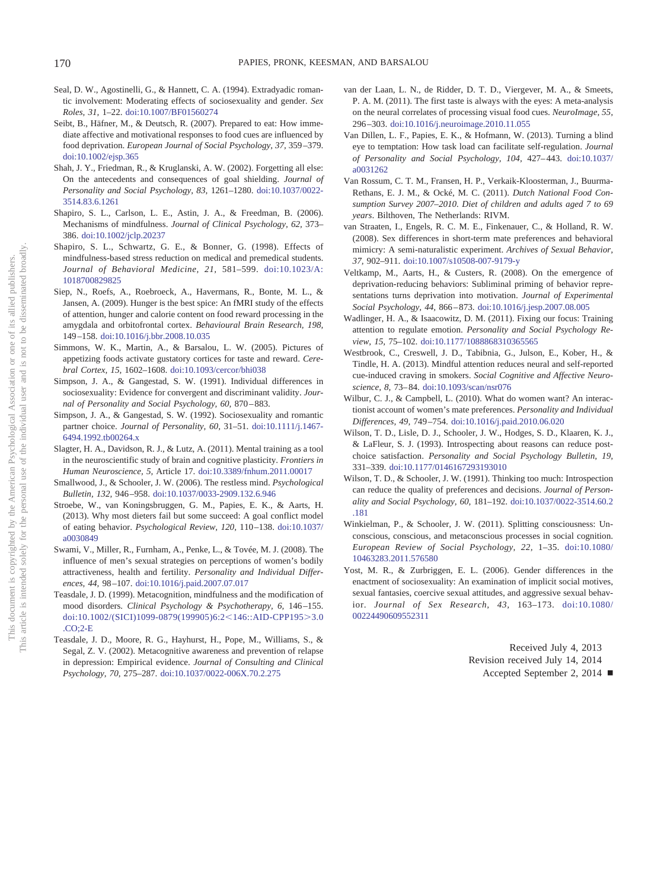Seal, D. W., Agostinelli, G., & Hannett, C. A. (1994). Extradyadic romantic involvement: Moderating effects of sociosexuality and gender. *Sex Roles, 31,* 1–22. doi:10.1007/BF01560274

Seibt, B., Häfner, M., & Deutsch, R. (2007). Prepared to eat: How immediate affective and motivational responses to food cues are influenced by food deprivation. *European Journal of Social Psychology, 37,* 359–379. doi:10.1002/ejsp.365

Shah, J. Y., Friedman, R., & Kruglanski, A. W. (2002). Forgetting all else: On the antecedents and consequences of goal shielding. *Journal of Personality and Social Psychology, 83,* 1261–1280. doi:10.1037/0022-3514.83.6.1261

Shapiro, S. L., Carlson, L. E., Astin, J. A., & Freedman, B. (2006). Mechanisms of mindfulness. *Journal of Clinical Psychology, 62,* 373–386. doi:10.1002/jclp.20237

Shapiro, S. L., Schwartz, G. E., & Bonner, G. (1998). Effects of mindfulness-based stress reduction on medical and premedical students. *Journal of Behavioral Medicine, 21,* 581–599. doi:10.1023/A:1018700829825

Siep, N., Roefs, A., Roebroeck, A., Havermans, R., Bonte, M. L., & Jansen, A. (2009). Hunger is the best spice: An fMRI study of the effects of attention, hunger and calorie content on food reward processing in the amygdala and orbitofrontal cortex. *Behavioural Brain Research, 198,* 149–158. doi:10.1016/j.bbr.2008.10.035

Simmons, W. K., Martin, A., & Barsalou, L. W. (2005). Pictures of appetizing foods activate gustatory cortices for taste and reward. *Cerebral Cortex, 15,* 1602–1608. doi:10.1093/cercor/bhi038

Simpson, J. A., & Gangestad, S. W. (1991). Individual differences in sociosexuality: Evidence for convergent and discriminant validity. *Journal of Personality and Social Psychology, 60,* 870–883.

Simpson, J. A., & Gangestad, S. W. (1992). Sociosexuality and romantic partner choice. *Journal of Personality, 60,* 31–51. doi:10.1111/j.1467-6494.1992.tb00264.x

Slagter, H. A., Davidson, R. J., & Lutz, A. (2011). Mental training as a tool in the neuroscientific study of brain and cognitive plasticity. *Frontiers in Human Neuroscience, 5,* Article 17. doi:10.3389/fnhum.2011.00017

Smallwood, J., & Schooler, J. W. (2006). The restless mind. *Psychological Bulletin, 132,* 946–958. doi:10.1037/0033-2909.132.6.946

Stroebe, W., van Koningsbruggen, G. M., Papies, E. K., & Aarts, H. (2013). Why most dieters fail but some succeed: A goal conflict model of eating behavior. *Psychological Review, 120,* 110–138. doi:10.1037/a0030849

Swami, V., Miller, R., Furnham, A., Penke, L., & Tovée, M. J. (2008). The influence of men's sexual strategies on perceptions of women's bodily attractiveness, health and fertility. *Personality and Individual Differences, 44,* 98–107. doi:10.1016/j.paid.2007.07.017

Teasdale, J. D. (1999). Metacognition, mindfulness and the modification of mood disorders. *Clinical Psychology & Psychotherapy, 6,* 146–155. doi:10.1002/(SICI)1099-0879(199905)6:2<146::AID-CPP195>3.0.CO;2-E

Teasdale, J. D., Moore, R. G., Hayhurst, H., Pope, M., Williams, S., & Segal, Z. V. (2002). Metacognitive awareness and prevention of relapse in depression: Empirical evidence. *Journal of Consulting and Clinical Psychology, 70,* 275–287. doi:10.1037/0022-006X.70.2.275

van der Laan, L. N., de Ridder, D. T. D., Viergever, M. A., & Smeets, P. A. M. (2011). The first taste is always with the eyes: A meta-analysis on the neural correlates of processing visual food cues. *NeuroImage, 55,* 296–303. doi:10.1016/j.neuroimage.2010.11.055

Van Dillen, L. F., Papies, E. K., & Hofmann, W. (2013). Turning a blind eye to temptation: How task load can facilitate self-regulation. *Journal of Personality and Social Psychology, 104,* 427–443. doi:10.1037/a0031262

Van Rossum, C. T. M., Fransen, H. P., Verkaik-Kloosterman, J., Buurma-Rethans, E. J. M., & Ocké, M. C. (2011). *Dutch National Food Consumption Survey 2007–2010. Diet of children and adults aged 7 to 69 years*. Bilthoven, The Netherlands: RIVM.

van Straaten, I., Engels, R. C. M. E., Finkenauer, C., & Holland, R. W. (2008). Sex differences in short-term mate preferences and behavioral mimicry: A semi-naturalistic experiment. *Archives of Sexual Behavior, 37,* 902–911. doi:10.1007/s10508-007-9179-y

Veltkamp, M., Aarts, H., & Custers, R. (2008). On the emergence of deprivation-reducing behaviors: Subliminal priming of behavior representations turns deprivation into motivation. *Journal of Experimental Social Psychology, 44,* 866–873. doi:10.1016/j.jesp.2007.08.005

Wadlinger, H. A., & Isaacowitz, D. M. (2011). Fixing our focus: Training attention to regulate emotion. *Personality and Social Psychology Review, 15,* 75–102. doi:10.1177/1088868310365565

Westbrook, C., Creswell, J. D., Tabibnia, G., Julson, E., Kober, H., & Tindle, H. A. (2013). Mindful attention reduces neural and self-reported cue-induced craving in smokers. *Social Cognitive and Affective Neuroscience, 8,* 73–84. doi:10.1093/scan/nsr076

Wilbur, C. J., & Campbell, L. (2010). What do women want? An interactionist account of women's mate preferences. *Personality and Individual Differences, 49,* 749–754. doi:10.1016/j.paid.2010.06.020

Wilson, T. D., Lisle, D. J., Schooler, J. W., Hodges, S. D., Klaaren, K. J., & LaFleur, S. J. (1993). Introspecting about reasons can reduce post-choice satisfaction. *Personality and Social Psychology Bulletin, 19,* 331–339. doi:10.1177/0146167293193010

Wilson, T. D., & Schooler, J. W. (1991). Thinking too much: Introspection can reduce the quality of preferences and decisions. *Journal of Personality and Social Psychology, 60,* 181–192. doi:10.1037/0022-3514.60.2.181

Winkielman, P., & Schooler, J. W. (2011). Splitting consciousness: Unconscious, conscious, and metaconscious processes in social cognition. *European Review of Social Psychology, 22,* 1–35. doi:10.1080/10463283.2011.576580

Yost, M. R., & Zurbriggen, E. L. (2006). Gender differences in the enactment of sociosexuality: An examination of implicit social motives, sexual fantasies, coercive sexual attitudes, and aggressive sexual behavior. *Journal of Sex Research, 43,* 163–173. doi:10.1080/00224490609552311

Received July 4, 2013
Revision received July 14, 2014
Accepted September 2, 2014 ■